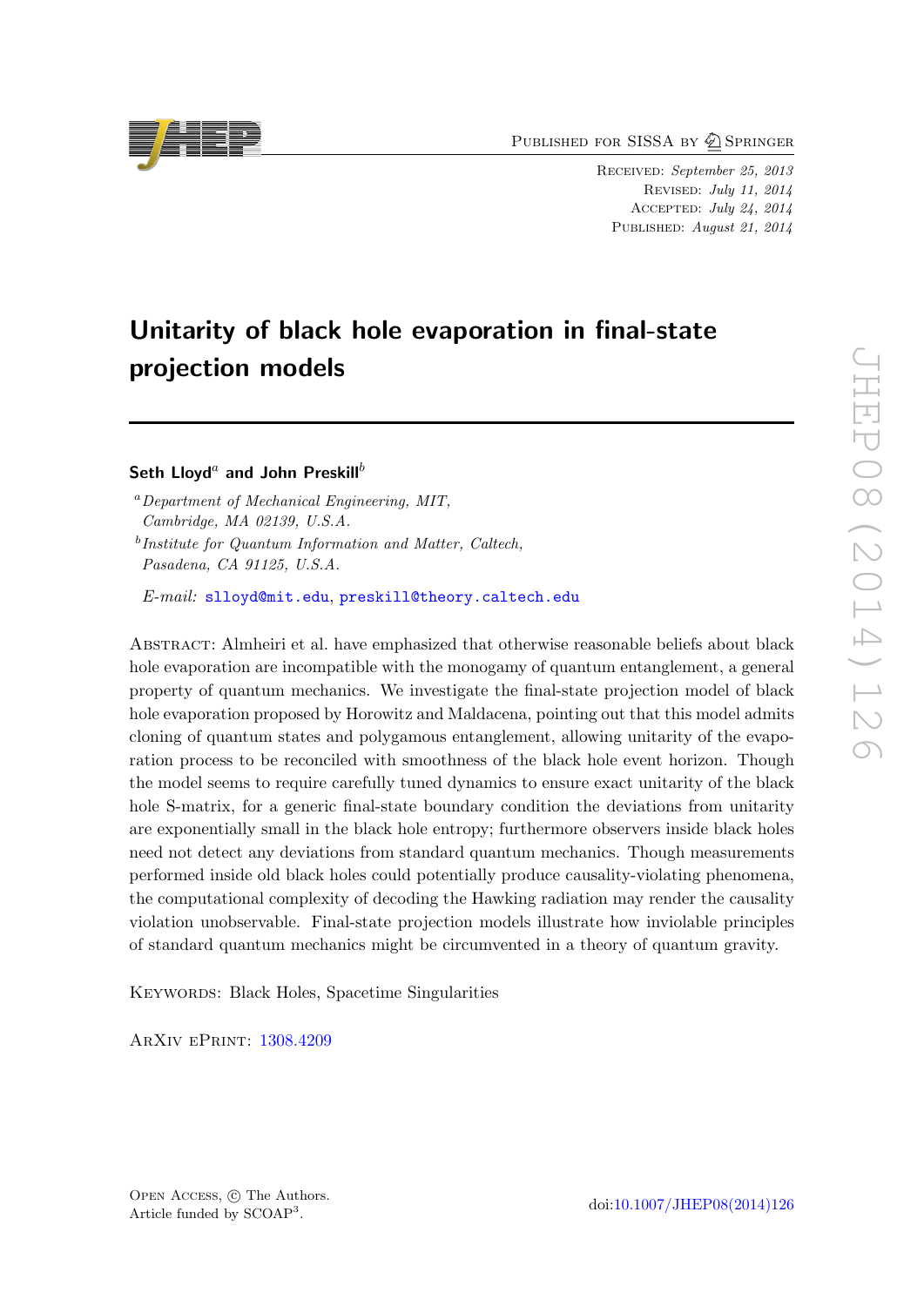Published for SISSA by Springer

Received: *September 25, 2013*
Revised: *July 11, 2014*
Accepted: *July 24, 2014*
Published: *August 21, 2014*

# Unitarity of black hole evaporation in final-state projection models

**Seth Lloyd**[a] **and John Preskill**[b]

[a] *Department of Mechanical Engineering, MIT, Cambridge, MA 02139, U.S.A.*

[b] *Institute for Quantum Information and Matter, Caltech, Pasadena, CA 91125, U.S.A.*

*E-mail:* slloyd@mit.edu, preskill@theory.caltech.edu

Abstract: Almheiri et al. have emphasized that otherwise reasonable beliefs about black hole evaporation are incompatible with the monogamy of quantum entanglement, a general property of quantum mechanics. We investigate the final-state projection model of black hole evaporation proposed by Horowitz and Maldacena, pointing out that this model admits cloning of quantum states and polygamous entanglement, allowing unitarity of the evaporation process to be reconciled with smoothness of the black hole event horizon. Though the model seems to require carefully tuned dynamics to ensure exact unitarity of the black hole S-matrix, for a generic final-state boundary condition the deviations from unitarity are exponentially small in the black hole entropy; furthermore observers inside black holes need not detect any deviations from standard quantum mechanics. Though measurements performed inside old black holes could potentially produce causality-violating phenomena, the computational complexity of decoding the Hawking radiation may render the causality violation unobservable. Final-state projection models illustrate how inviolable principles of standard quantum mechanics might be circumvented in a theory of quantum gravity.

Keywords: Black Holes, Spacetime Singularities

ArXiv ePrint: 1308.4209

Open Access, © The Authors.
Article funded by SCOAP[3].

doi:10.1007/JHEP08(2014)126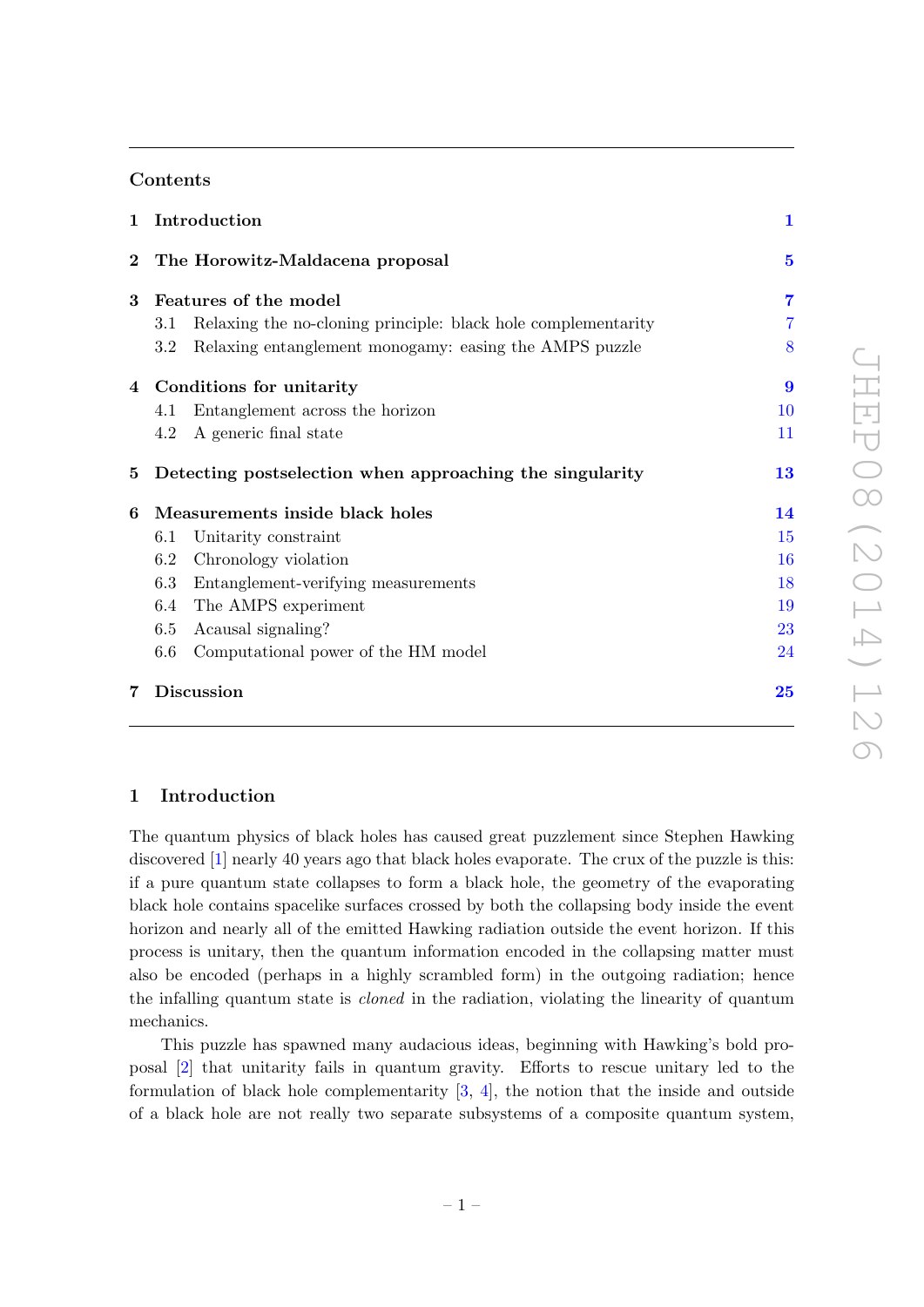## Contents

1 Introduction 1

2 The Horowitz-Maldacena proposal 5

3 Features of the model 7
- 3.1 Relaxing the no-cloning principle: black hole complementarity 7
- 3.2 Relaxing entanglement monogamy: easing the AMPS puzzle 8

4 Conditions for unitarity 9
- 4.1 Entanglement across the horizon 10
- 4.2 A generic final state 11

5 Detecting postselection when approaching the singularity 13

6 Measurements inside black holes 14
- 6.1 Unitarity constraint 15
- 6.2 Chronology violation 16
- 6.3 Entanglement-verifying measurements 18
- 6.4 The AMPS experiment 19
- 6.5 Acausal signaling? 23
- 6.6 Computational power of the HM model 24

7 Discussion 25

## 1 Introduction

The quantum physics of black holes has caused great puzzlement since Stephen Hawking discovered [1] nearly 40 years ago that black holes evaporate. The crux of the puzzle is this: if a pure quantum state collapses to form a black hole, the geometry of the evaporating black hole contains spacelike surfaces crossed by both the collapsing body inside the event horizon and nearly all of the emitted Hawking radiation outside the event horizon. If this process is unitary, then the quantum information encoded in the collapsing matter must also be encoded (perhaps in a highly scrambled form) in the outgoing radiation; hence the infalling quantum state is *cloned* in the radiation, violating the linearity of quantum mechanics.

This puzzle has spawned many audacious ideas, beginning with Hawking's bold proposal [2] that unitarity fails in quantum gravity. Efforts to rescue unitary led to the formulation of black hole complementarity [3, 4], the notion that the inside and outside of a black hole are not really two separate subsystems of a composite quantum system,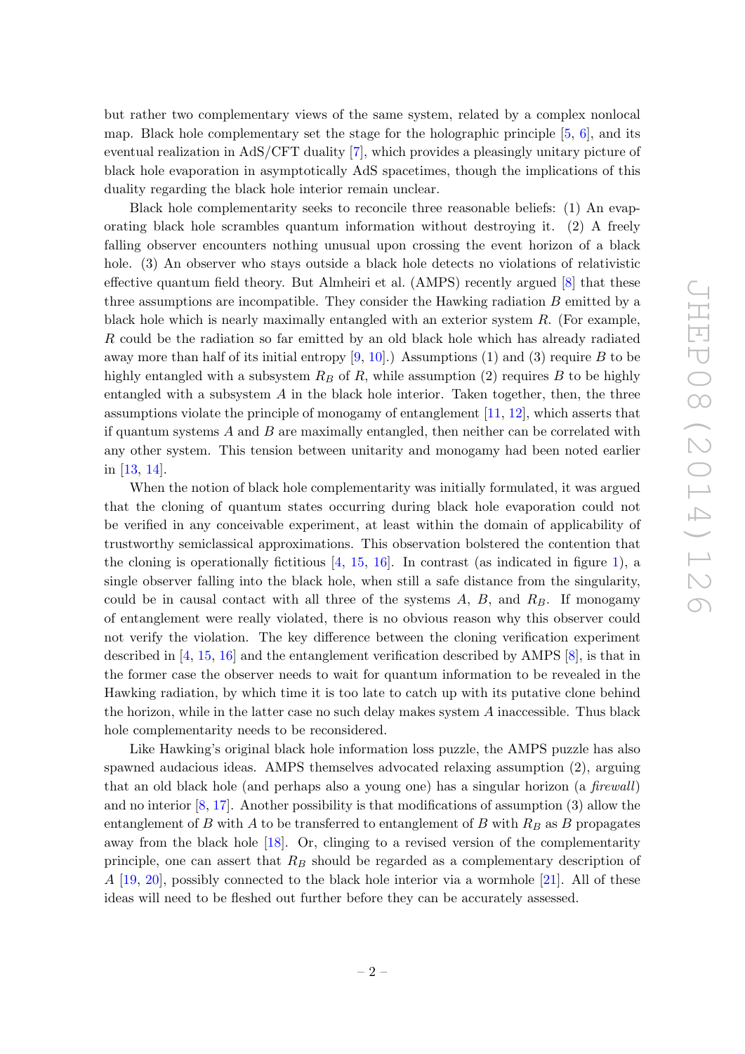but rather two complementary views of the same system, related by a complex nonlocal map. Black hole complementary set the stage for the holographic principle [5, 6], and its eventual realization in AdS/CFT duality [7], which provides a pleasingly unitary picture of black hole evaporation in asymptotically AdS spacetimes, though the implications of this duality regarding the black hole interior remain unclear.

Black hole complementarity seeks to reconcile three reasonable beliefs: (1) An evaporating black hole scrambles quantum information without destroying it. (2) A freely falling observer encounters nothing unusual upon crossing the event horizon of a black hole. (3) An observer who stays outside a black hole detects no violations of relativistic effective quantum field theory. But Almheiri et al. (AMPS) recently argued [8] that these three assumptions are incompatible. They consider the Hawking radiation $B$ emitted by a black hole which is nearly maximally entangled with an exterior system $R$. (For example, $R$ could be the radiation so far emitted by an old black hole which has already radiated away more than half of its initial entropy [9, 10].) Assumptions (1) and (3) require $B$ to be highly entangled with a subsystem $R_B$ of $R$, while assumption (2) requires $B$ to be highly entangled with a subsystem $A$ in the black hole interior. Taken together, then, the three assumptions violate the principle of monogamy of entanglement [11, 12], which asserts that if quantum systems $A$ and $B$ are maximally entangled, then neither can be correlated with any other system. This tension between unitarity and monogamy had been noted earlier in [13, 14].

When the notion of black hole complementarity was initially formulated, it was argued that the cloning of quantum states occurring during black hole evaporation could not be verified in any conceivable experiment, at least within the domain of applicability of trustworthy semiclassical approximations. This observation bolstered the contention that the cloning is operationally fictitious [4, 15, 16]. In contrast (as indicated in figure 1), a single observer falling into the black hole, when still a safe distance from the singularity, could be in causal contact with all three of the systems $A$, $B$, and $R_B$. If monogamy of entanglement were really violated, there is no obvious reason why this observer could not verify the violation. The key difference between the cloning verification experiment described in [4, 15, 16] and the entanglement verification described by AMPS [8], is that in the former case the observer needs to wait for quantum information to be revealed in the Hawking radiation, by which time it is too late to catch up with its putative clone behind the horizon, while in the latter case no such delay makes system $A$ inaccessible. Thus black hole complementarity needs to be reconsidered.

Like Hawking's original black hole information loss puzzle, the AMPS puzzle has also spawned audacious ideas. AMPS themselves advocated relaxing assumption (2), arguing that an old black hole (and perhaps also a young one) has a singular horizon (a *firewall*) and no interior [8, 17]. Another possibility is that modifications of assumption (3) allow the entanglement of $B$ with $A$ to be transferred to entanglement of $B$ with $R_B$ as $B$ propagates away from the black hole [18]. Or, clinging to a revised version of the complementarity principle, one can assert that $R_B$ should be regarded as a complementary description of $A$ [19, 20], possibly connected to the black hole interior via a wormhole [21]. All of these ideas will need to be fleshed out further before they can be accurately assessed.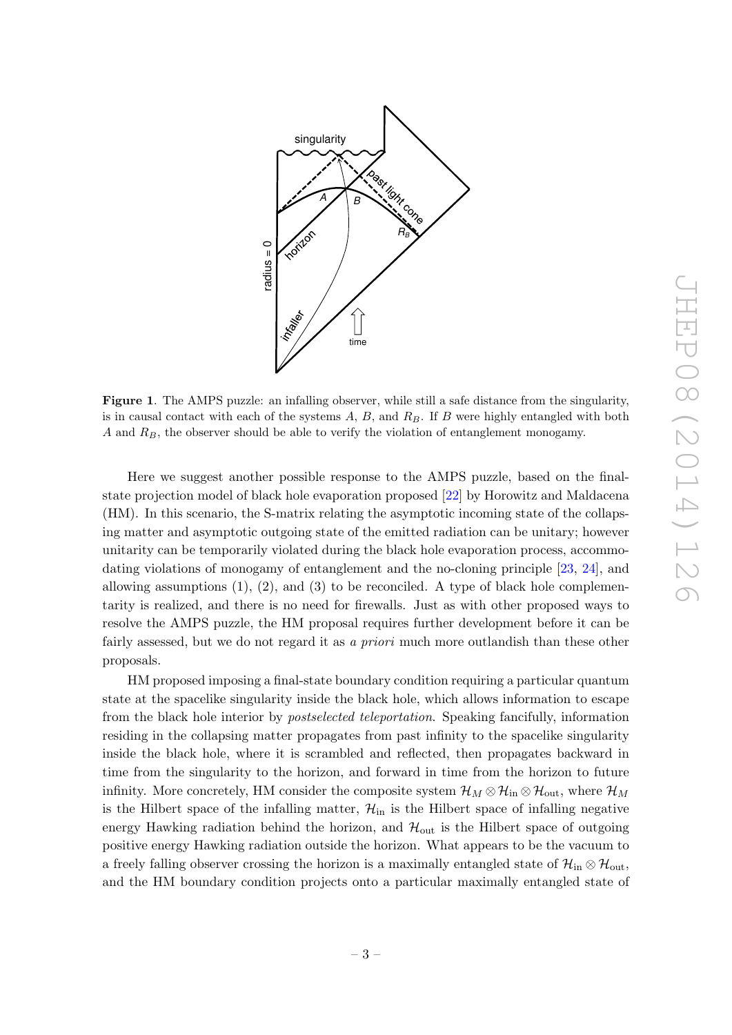**Figure 1**. The AMPS puzzle: an infalling observer, while still a safe distance from the singularity, is in causal contact with each of the systems $A$, $B$, and $R_B$. If $B$ were highly entangled with both $A$ and $R_B$, the observer should be able to verify the violation of entanglement monogamy.

Here we suggest another possible response to the AMPS puzzle, based on the final-state projection model of black hole evaporation proposed [22] by Horowitz and Maldacena (HM). In this scenario, the S-matrix relating the asymptotic incoming state of the collapsing matter and asymptotic outgoing state of the emitted radiation can be unitary; however unitarity can be temporarily violated during the black hole evaporation process, accommodating violations of monogamy of entanglement and the no-cloning principle [23, 24], and allowing assumptions (1), (2), and (3) to be reconciled. A type of black hole complementarity is realized, and there is no need for firewalls. Just as with other proposed ways to resolve the AMPS puzzle, the HM proposal requires further development before it can be fairly assessed, but we do not regard it as *a priori* much more outlandish than these other proposals.

HM proposed imposing a final-state boundary condition requiring a particular quantum state at the spacelike singularity inside the black hole, which allows information to escape from the black hole interior by *postselected teleportation*. Speaking fancifully, information residing in the collapsing matter propagates from past infinity to the spacelike singularity inside the black hole, where it is scrambled and reflected, then propagates backward in time from the singularity to the horizon, and forward in time from the horizon to future infinity. More concretely, HM consider the composite system $\mathcal{H}_M \otimes \mathcal{H}_{\text{in}} \otimes \mathcal{H}_{\text{out}}$, where $\mathcal{H}_M$ is the Hilbert space of the infalling matter, $\mathcal{H}_{\text{in}}$ is the Hilbert space of infalling negative energy Hawking radiation behind the horizon, and $\mathcal{H}_{\text{out}}$ is the Hilbert space of outgoing positive energy Hawking radiation outside the horizon. What appears to be the vacuum to a freely falling observer crossing the horizon is a maximally entangled state of $\mathcal{H}_{\text{in}} \otimes \mathcal{H}_{\text{out}}$, and the HM boundary condition projects onto a particular maximally entangled state of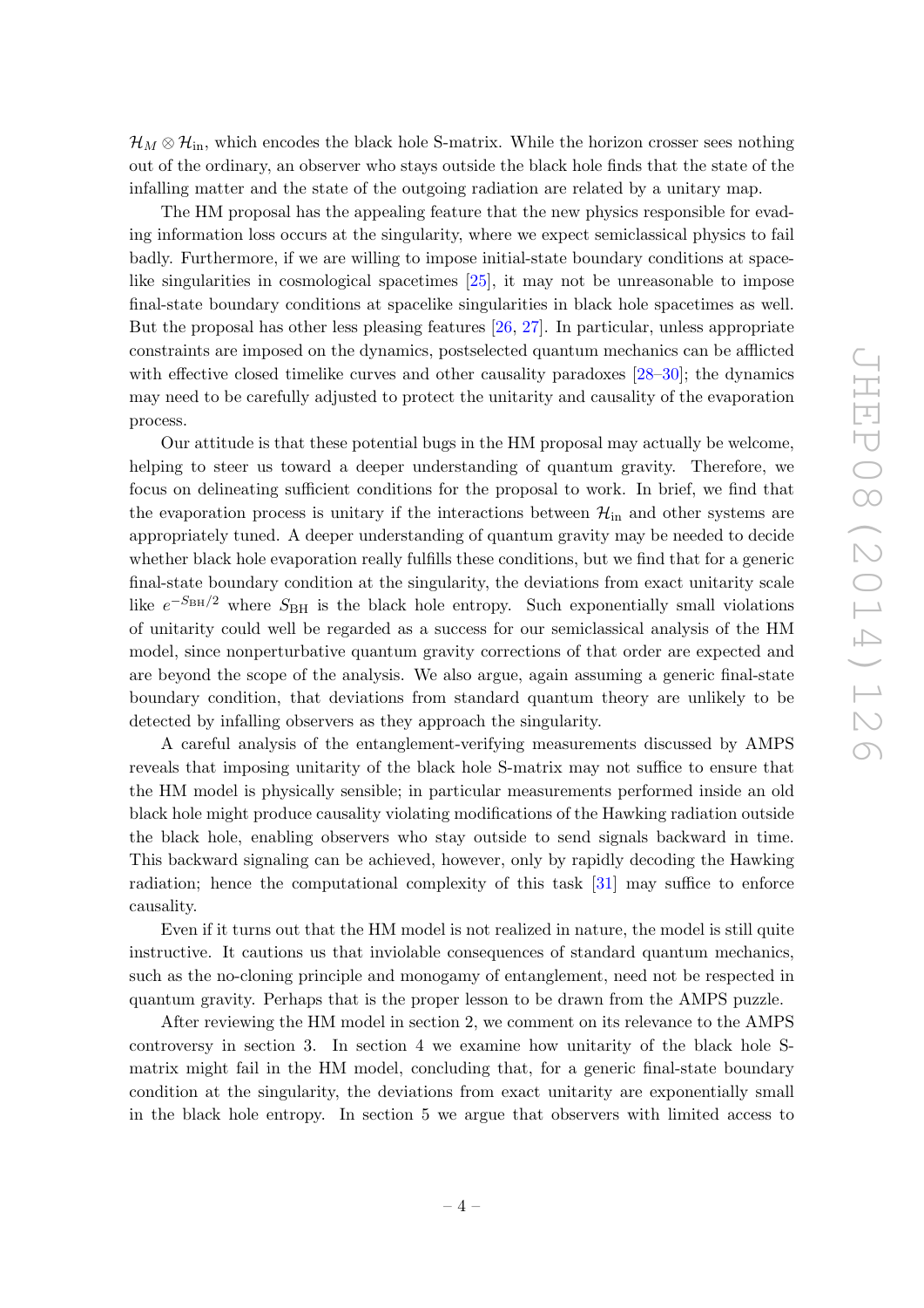$\mathcal{H}_M \otimes \mathcal{H}_{\text{in}}$, which encodes the black hole S-matrix. While the horizon crosser sees nothing out of the ordinary, an observer who stays outside the black hole finds that the state of the infalling matter and the state of the outgoing radiation are related by a unitary map.

The HM proposal has the appealing feature that the new physics responsible for evading information loss occurs at the singularity, where we expect semiclassical physics to fail badly. Furthermore, if we are willing to impose initial-state boundary conditions at spacelike singularities in cosmological spacetimes [25], it may not be unreasonable to impose final-state boundary conditions at spacelike singularities in black hole spacetimes as well. But the proposal has other less pleasing features [26, 27]. In particular, unless appropriate constraints are imposed on the dynamics, postselected quantum mechanics can be afflicted with effective closed timelike curves and other causality paradoxes [28–30]; the dynamics may need to be carefully adjusted to protect the unitarity and causality of the evaporation process.

Our attitude is that these potential bugs in the HM proposal may actually be welcome, helping to steer us toward a deeper understanding of quantum gravity. Therefore, we focus on delineating sufficient conditions for the proposal to work. In brief, we find that the evaporation process is unitary if the interactions between $\mathcal{H}_{\text{in}}$ and other systems are appropriately tuned. A deeper understanding of quantum gravity may be needed to decide whether black hole evaporation really fulfills these conditions, but we find that for a generic final-state boundary condition at the singularity, the deviations from exact unitarity scale like $e^{-S_{\text{BH}}/2}$ where $S_{\text{BH}}$ is the black hole entropy. Such exponentially small violations of unitarity could well be regarded as a success for our semiclassical analysis of the HM model, since nonperturbative quantum gravity corrections of that order are expected and are beyond the scope of the analysis. We also argue, again assuming a generic final-state boundary condition, that deviations from standard quantum theory are unlikely to be detected by infalling observers as they approach the singularity.

A careful analysis of the entanglement-verifying measurements discussed by AMPS reveals that imposing unitarity of the black hole S-matrix may not suffice to ensure that the HM model is physically sensible; in particular measurements performed inside an old black hole might produce causality violating modifications of the Hawking radiation outside the black hole, enabling observers who stay outside to send signals backward in time. This backward signaling can be achieved, however, only by rapidly decoding the Hawking radiation; hence the computational complexity of this task [31] may suffice to enforce causality.

Even if it turns out that the HM model is not realized in nature, the model is still quite instructive. It cautions us that inviolable consequences of standard quantum mechanics, such as the no-cloning principle and monogamy of entanglement, need not be respected in quantum gravity. Perhaps that is the proper lesson to be drawn from the AMPS puzzle.

After reviewing the HM model in section 2, we comment on its relevance to the AMPS controversy in section 3. In section 4 we examine how unitarity of the black hole S-matrix might fail in the HM model, concluding that, for a generic final-state boundary condition at the singularity, the deviations from exact unitarity are exponentially small in the black hole entropy. In section 5 we argue that observers with limited access to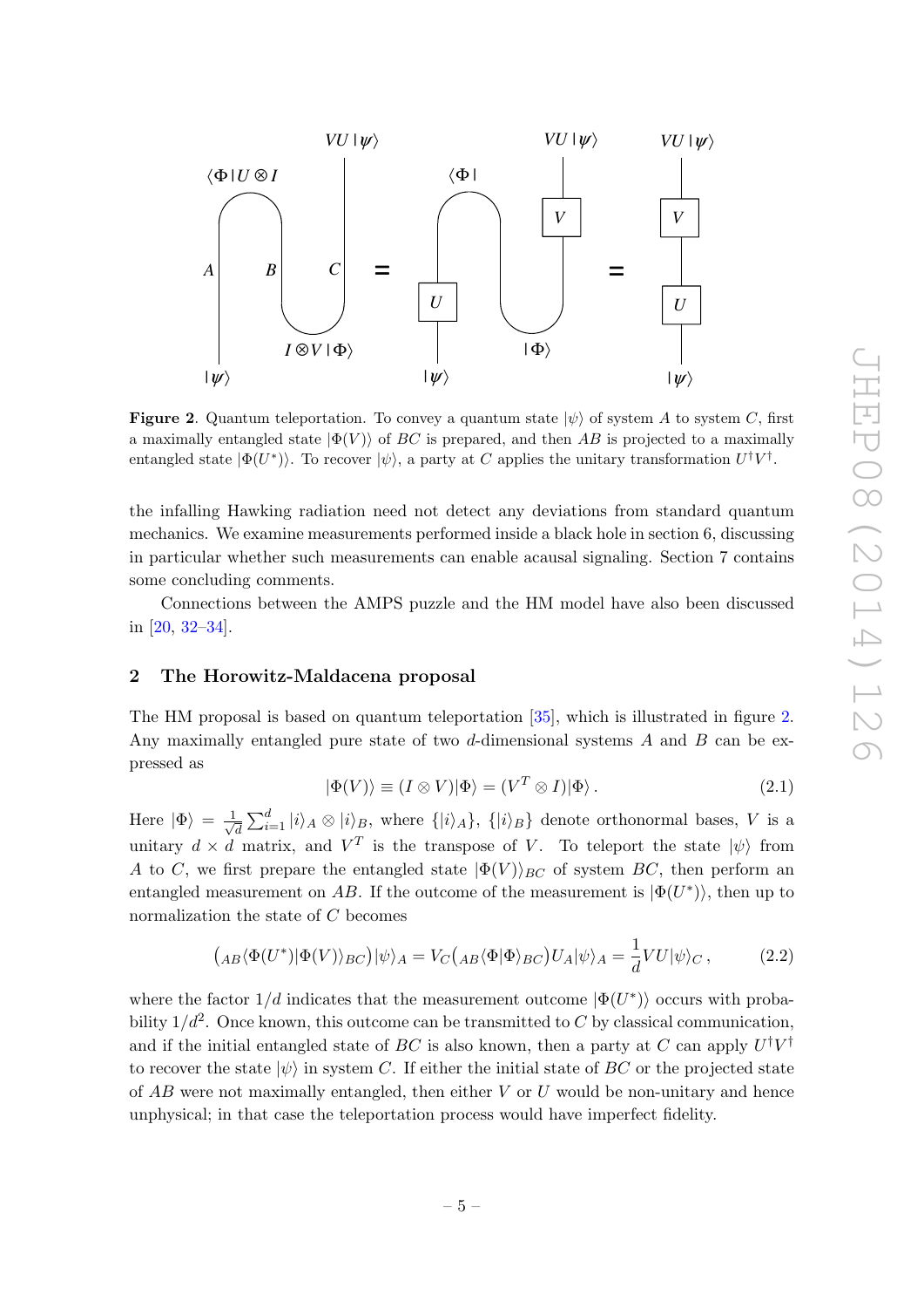**Figure 2**. Quantum teleportation. To convey a quantum state $|\psi\rangle$ of system $A$ to system $C$, first a maximally entangled state $|\Phi(V)\rangle$ of $BC$ is prepared, and then $AB$ is projected to a maximally entangled state $|\Phi(U^*)\rangle$. To recover $|\psi\rangle$, a party at $C$ applies the unitary transformation $U^\dagger V^\dagger$.

the infalling Hawking radiation need not detect any deviations from standard quantum mechanics. We examine measurements performed inside a black hole in section 6, discussing in particular whether such measurements can enable acausal signaling. Section 7 contains some concluding comments.

Connections between the AMPS puzzle and the HM model have also been discussed in [20, 32–34].

## 2 The Horowitz-Maldacena proposal

The HM proposal is based on quantum teleportation [35], which is illustrated in figure 2. Any maximally entangled pure state of two $d$-dimensional systems $A$ and $B$ can be expressed as

$$|\Phi(V)\rangle \equiv (I \otimes V)|\Phi\rangle = (V^T \otimes I)|\Phi\rangle\,. \tag{2.1}$$

Here $|\Phi\rangle = \frac{1}{\sqrt{d}}\sum_{i=1}^{d} |i\rangle_A \otimes |i\rangle_B$, where $\{|i\rangle_A\}$, $\{|i\rangle_B\}$ denote orthonormal bases, $V$ is a unitary $d \times d$ matrix, and $V^T$ is the transpose of $V$. To teleport the state $|\psi\rangle$ from $A$ to $C$, we first prepare the entangled state $|\Phi(V)\rangle_{BC}$ of system $BC$, then perform an entangled measurement on $AB$. If the outcome of the measurement is $|\Phi(U^*)\rangle$, then up to normalization the state of $C$ becomes

$$\left({}_{AB}\langle\Phi(U^*)|\Phi(V)\rangle_{BC}\right)|\psi\rangle_A = V_C\left({}_{AB}\langle\Phi|\Phi\rangle_{BC}\right)U_A|\psi\rangle_A = \frac{1}{d}VU|\psi\rangle_C\,, \tag{2.2}$$

where the factor $1/d$ indicates that the measurement outcome $|\Phi(U^*)\rangle$ occurs with probability $1/d^2$. Once known, this outcome can be transmitted to $C$ by classical communication, and if the initial entangled state of $BC$ is also known, then a party at $C$ can apply $U^\dagger V^\dagger$ to recover the state $|\psi\rangle$ in system $C$. If either the initial state of $BC$ or the projected state of $AB$ were not maximally entangled, then either $V$ or $U$ would be non-unitary and hence unphysical; in that case the teleportation process would have imperfect fidelity.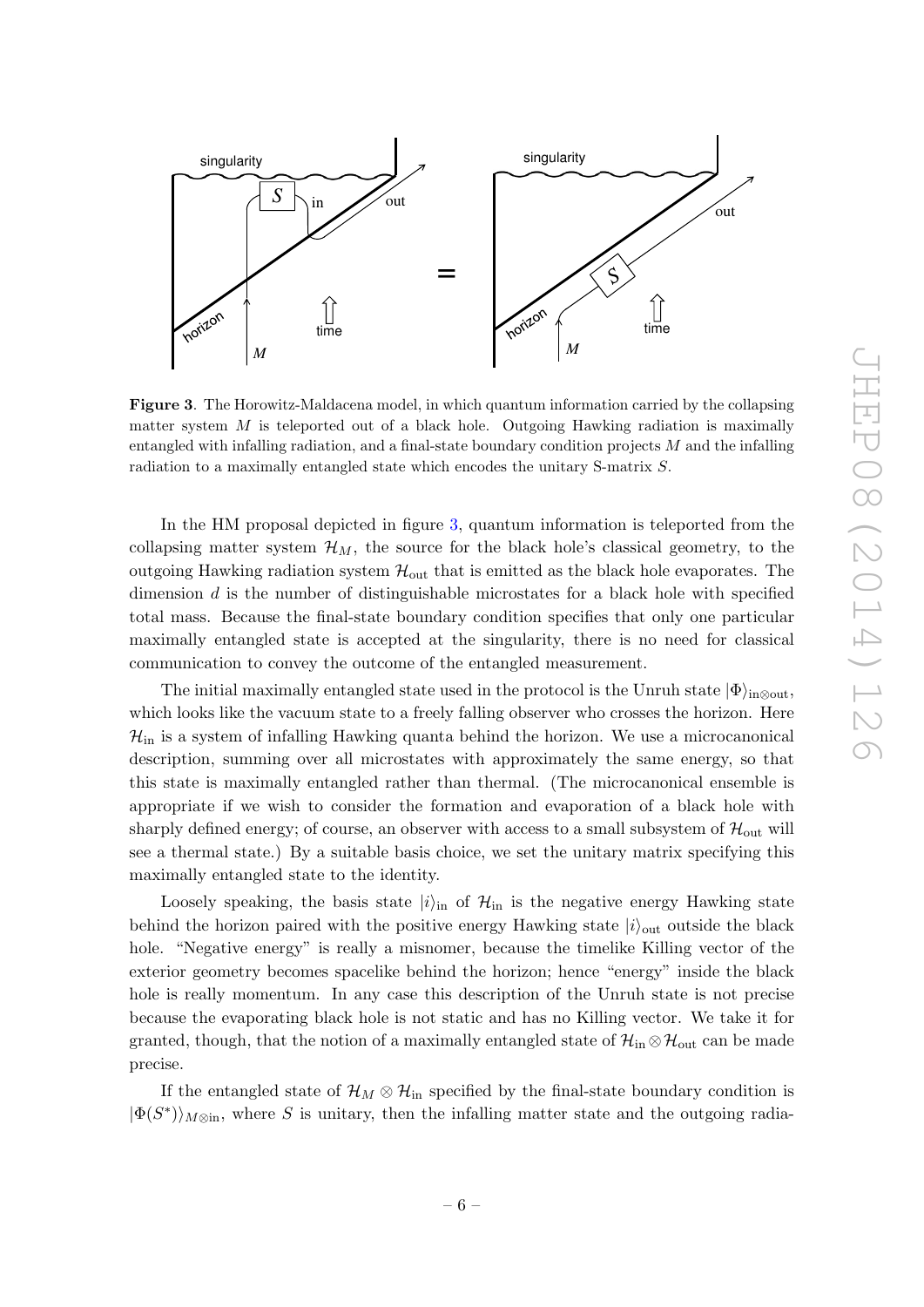**Figure 3**. The Horowitz-Maldacena model, in which quantum information carried by the collapsing matter system $M$ is teleported out of a black hole. Outgoing Hawking radiation is maximally entangled with infalling radiation, and a final-state boundary condition projects $M$ and the infalling radiation to a maximally entangled state which encodes the unitary S-matrix $S$.

In the HM proposal depicted in figure 3, quantum information is teleported from the collapsing matter system $\mathcal{H}_M$, the source for the black hole's classical geometry, to the outgoing Hawking radiation system $\mathcal{H}_{\text{out}}$ that is emitted as the black hole evaporates. The dimension $d$ is the number of distinguishable microstates for a black hole with specified total mass. Because the final-state boundary condition specifies that only one particular maximally entangled state is accepted at the singularity, there is no need for classical communication to convey the outcome of the entangled measurement.

The initial maximally entangled state used in the protocol is the Unruh state $|\Phi\rangle_{\text{in}\otimes\text{out}}$, which looks like the vacuum state to a freely falling observer who crosses the horizon. Here $\mathcal{H}_{\text{in}}$ is a system of infalling Hawking quanta behind the horizon. We use a microcanonical description, summing over all microstates with approximately the same energy, so that this state is maximally entangled rather than thermal. (The microcanonical ensemble is appropriate if we wish to consider the formation and evaporation of a black hole with sharply defined energy; of course, an observer with access to a small subsystem of $\mathcal{H}_{\text{out}}$ will see a thermal state.) By a suitable basis choice, we set the unitary matrix specifying this maximally entangled state to the identity.

Loosely speaking, the basis state $|i\rangle_{\text{in}}$ of $\mathcal{H}_{\text{in}}$ is the negative energy Hawking state behind the horizon paired with the positive energy Hawking state $|i\rangle_{\text{out}}$ outside the black hole. "Negative energy" is really a misnomer, because the timelike Killing vector of the exterior geometry becomes spacelike behind the horizon; hence "energy" inside the black hole is really momentum. In any case this description of the Unruh state is not precise because the evaporating black hole is not static and has no Killing vector. We take it for granted, though, that the notion of a maximally entangled state of $\mathcal{H}_{\text{in}}\otimes\mathcal{H}_{\text{out}}$ can be made precise.

If the entangled state of $\mathcal{H}_M \otimes \mathcal{H}_{\text{in}}$ specified by the final-state boundary condition is $|\Phi(S^*)\rangle_{M\otimes\text{in}}$, where $S$ is unitary, then the infalling matter state and the outgoing radia-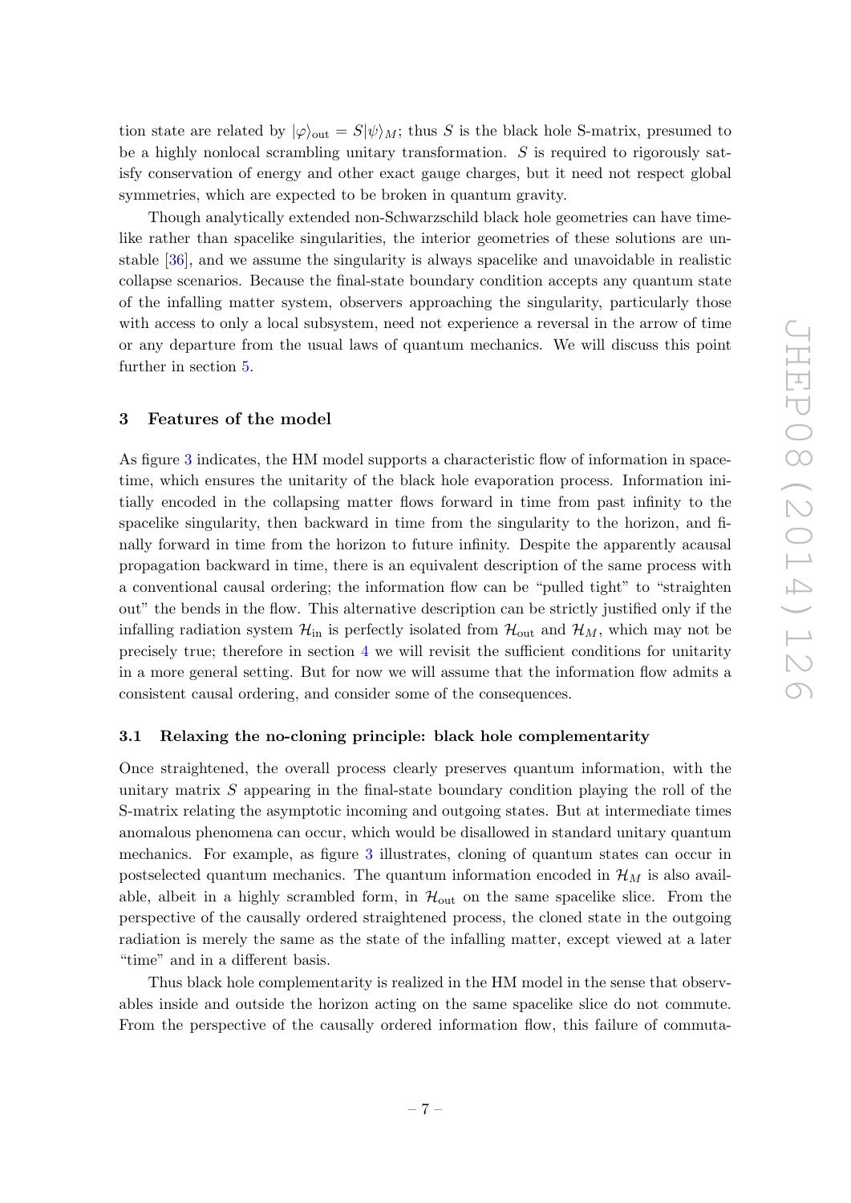tion state are related by $|\varphi\rangle_{\text{out}} = S|\psi\rangle_M$; thus $S$ is the black hole S-matrix, presumed to be a highly nonlocal scrambling unitary transformation. $S$ is required to rigorously satisfy conservation of energy and other exact gauge charges, but it need not respect global symmetries, which are expected to be broken in quantum gravity.

Though analytically extended non-Schwarzschild black hole geometries can have time-like rather than spacelike singularities, the interior geometries of these solutions are unstable [36], and we assume the singularity is always spacelike and unavoidable in realistic collapse scenarios. Because the final-state boundary condition accepts any quantum state of the infalling matter system, observers approaching the singularity, particularly those with access to only a local subsystem, need not experience a reversal in the arrow of time or any departure from the usual laws of quantum mechanics. We will discuss this point further in section 5.

## 3 Features of the model

As figure 3 indicates, the HM model supports a characteristic flow of information in spacetime, which ensures the unitarity of the black hole evaporation process. Information initially encoded in the collapsing matter flows forward in time from past infinity to the spacelike singularity, then backward in time from the singularity to the horizon, and finally forward in time from the horizon to future infinity. Despite the apparently acausal propagation backward in time, there is an equivalent description of the same process with a conventional causal ordering; the information flow can be "pulled tight" to "straighten out" the bends in the flow. This alternative description can be strictly justified only if the infalling radiation system $\mathcal{H}_{\text{in}}$ is perfectly isolated from $\mathcal{H}_{\text{out}}$ and $\mathcal{H}_M$, which may not be precisely true; therefore in section 4 we will revisit the sufficient conditions for unitarity in a more general setting. But for now we will assume that the information flow admits a consistent causal ordering, and consider some of the consequences.

### 3.1 Relaxing the no-cloning principle: black hole complementarity

Once straightened, the overall process clearly preserves quantum information, with the unitary matrix $S$ appearing in the final-state boundary condition playing the roll of the S-matrix relating the asymptotic incoming and outgoing states. But at intermediate times anomalous phenomena can occur, which would be disallowed in standard unitary quantum mechanics. For example, as figure 3 illustrates, cloning of quantum states can occur in postselected quantum mechanics. The quantum information encoded in $\mathcal{H}_M$ is also available, albeit in a highly scrambled form, in $\mathcal{H}_{\text{out}}$ on the same spacelike slice. From the perspective of the causally ordered straightened process, the cloned state in the outgoing radiation is merely the same as the state of the infalling matter, except viewed at a later "time" and in a different basis.

Thus black hole complementarity is realized in the HM model in the sense that observables inside and outside the horizon acting on the same spacelike slice do not commute. From the perspective of the causally ordered information flow, this failure of commuta-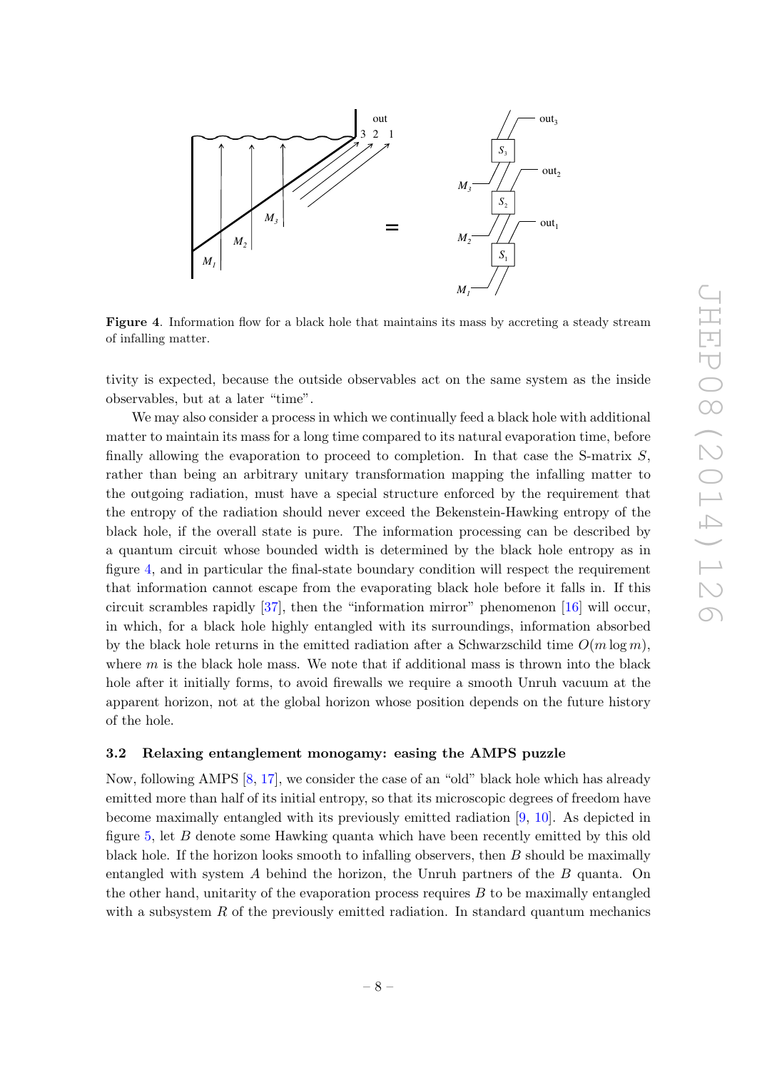**Figure 4**. Information flow for a black hole that maintains its mass by accreting a steady stream of infalling matter.

tivity is expected, because the outside observables act on the same system as the inside observables, but at a later "time".

We may also consider a process in which we continually feed a black hole with additional matter to maintain its mass for a long time compared to its natural evaporation time, before finally allowing the evaporation to proceed to completion. In that case the S-matrix $S$, rather than being an arbitrary unitary transformation mapping the infalling matter to the outgoing radiation, must have a special structure enforced by the requirement that the entropy of the radiation should never exceed the Bekenstein-Hawking entropy of the black hole, if the overall state is pure. The information processing can be described by a quantum circuit whose bounded width is determined by the black hole entropy as in figure 4, and in particular the final-state boundary condition will respect the requirement that information cannot escape from the evaporating black hole before it falls in. If this circuit scrambles rapidly [37], then the "information mirror" phenomenon [16] will occur, in which, for a black hole highly entangled with its surroundings, information absorbed by the black hole returns in the emitted radiation after a Schwarzschild time $O(m \log m)$, where $m$ is the black hole mass. We note that if additional mass is thrown into the black hole after it initially forms, to avoid firewalls we require a smooth Unruh vacuum at the apparent horizon, not at the global horizon whose position depends on the future history of the hole.

### 3.2 Relaxing entanglement monogamy: easing the AMPS puzzle

Now, following AMPS [8, 17], we consider the case of an "old" black hole which has already emitted more than half of its initial entropy, so that its microscopic degrees of freedom have become maximally entangled with its previously emitted radiation [9, 10]. As depicted in figure 5, let $B$ denote some Hawking quanta which have been recently emitted by this old black hole. If the horizon looks smooth to infalling observers, then $B$ should be maximally entangled with system $A$ behind the horizon, the Unruh partners of the $B$ quanta. On the other hand, unitarity of the evaporation process requires $B$ to be maximally entangled with a subsystem $R$ of the previously emitted radiation. In standard quantum mechanics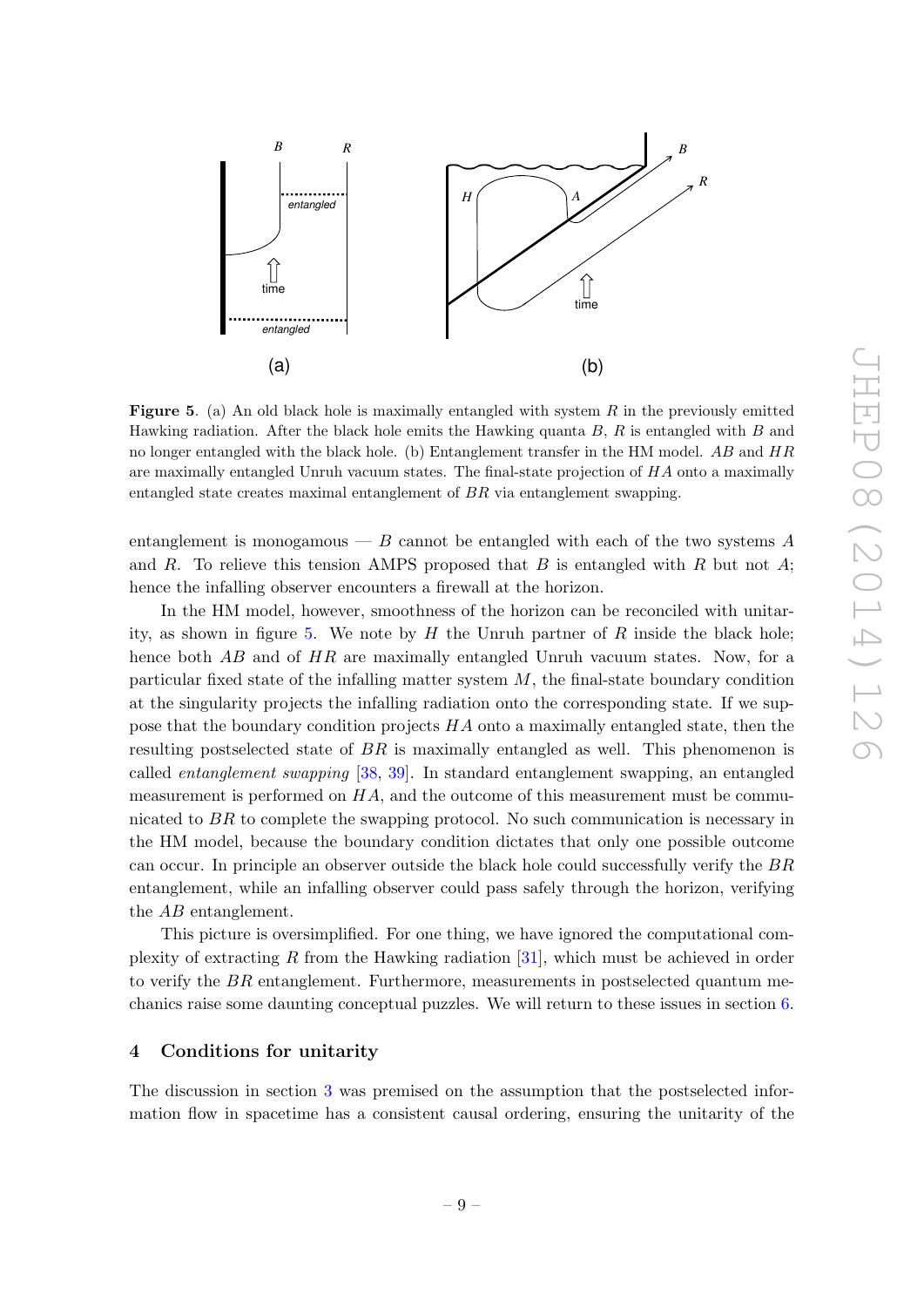B

R

entangled

time

entangled

(a)

B

R

H

A

time

(b)

**Figure 5**. (a) An old black hole is maximally entangled with system $R$ in the previously emitted Hawking radiation. After the black hole emits the Hawking quanta $B$, $R$ is entangled with $B$ and no longer entangled with the black hole. (b) Entanglement transfer in the HM model. $AB$ and $HR$ are maximally entangled Unruh vacuum states. The final-state projection of $HA$ onto a maximally entangled state creates maximal entanglement of $BR$ via entanglement swapping.

entanglement is monogamous — $B$ cannot be entangled with each of the two systems $A$ and $R$. To relieve this tension AMPS proposed that $B$ is entangled with $R$ but not $A$; hence the infalling observer encounters a firewall at the horizon.

In the HM model, however, smoothness of the horizon can be reconciled with unitarity, as shown in figure 5. We note by $H$ the Unruh partner of $R$ inside the black hole; hence both $AB$ and of $HR$ are maximally entangled Unruh vacuum states. Now, for a particular fixed state of the infalling matter system $M$, the final-state boundary condition at the singularity projects the infalling radiation onto the corresponding state. If we suppose that the boundary condition projects $HA$ onto a maximally entangled state, then the resulting postselected state of $BR$ is maximally entangled as well. This phenomenon is called *entanglement swapping* [38, 39]. In standard entanglement swapping, an entangled measurement is performed on $HA$, and the outcome of this measurement must be communicated to $BR$ to complete the swapping protocol. No such communication is necessary in the HM model, because the boundary condition dictates that only one possible outcome can occur. In principle an observer outside the black hole could successfully verify the $BR$ entanglement, while an infalling observer could pass safely through the horizon, verifying the $AB$ entanglement.

This picture is oversimplified. For one thing, we have ignored the computational complexity of extracting $R$ from the Hawking radiation [31], which must be achieved in order to verify the $BR$ entanglement. Furthermore, measurements in postselected quantum mechanics raise some daunting conceptual puzzles. We will return to these issues in section 6.

## 4 Conditions for unitarity

The discussion in section 3 was premised on the assumption that the postselected information flow in spacetime has a consistent causal ordering, ensuring the unitarity of the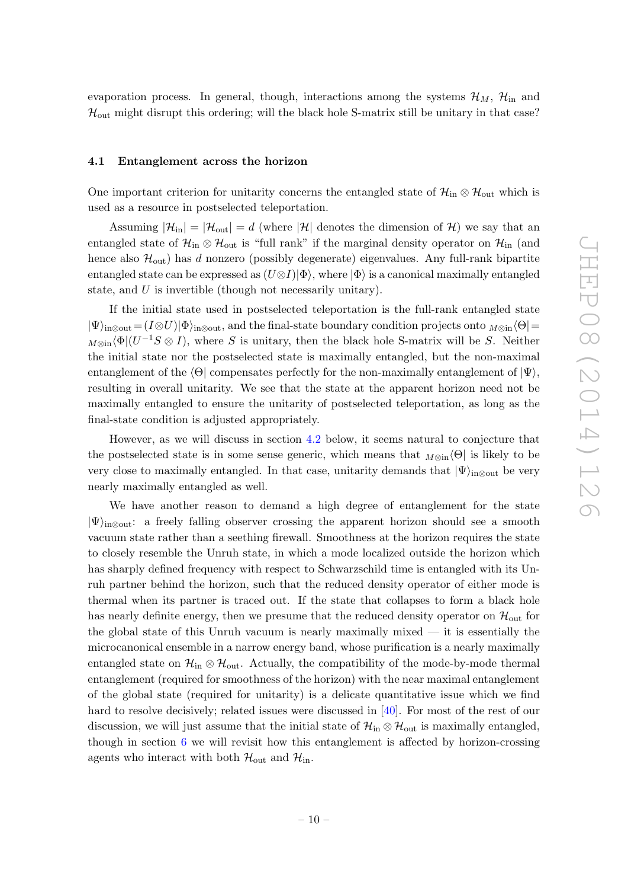evaporation process. In general, though, interactions among the systems $\mathcal{H}_M$, $\mathcal{H}_{\rm in}$ and $\mathcal{H}_{\rm out}$ might disrupt this ordering; will the black hole S-matrix still be unitary in that case?

### 4.1 Entanglement across the horizon

One important criterion for unitarity concerns the entangled state of $\mathcal{H}_{\rm in} \otimes \mathcal{H}_{\rm out}$ which is used as a resource in postselected teleportation.

Assuming $|\mathcal{H}_{\rm in}| = |\mathcal{H}_{\rm out}| = d$ (where $|\mathcal{H}|$ denotes the dimension of $\mathcal{H}$) we say that an entangled state of $\mathcal{H}_{\rm in} \otimes \mathcal{H}_{\rm out}$ is "full rank" if the marginal density operator on $\mathcal{H}_{\rm in}$ (and hence also $\mathcal{H}_{\rm out}$) has $d$ nonzero (possibly degenerate) eigenvalues. Any full-rank bipartite entangled state can be expressed as $(U \otimes I)|\Phi\rangle$, where $|\Phi\rangle$ is a canonical maximally entangled state, and $U$ is invertible (though not necessarily unitary).

If the initial state used in postselected teleportation is the full-rank entangled state $|\Psi\rangle_{\rm in\otimes out} = (I \otimes U)|\Phi\rangle_{\rm in\otimes out}$, and the final-state boundary condition projects onto ${}_{M\otimes{\rm in}}\langle\Theta| = {}_{M\otimes{\rm in}}\langle\Phi|(U^{-1}S \otimes I)$, where $S$ is unitary, then the black hole S-matrix will be $S$. Neither the initial state nor the postselected state is maximally entangled, but the non-maximal entanglement of the $\langle\Theta|$ compensates perfectly for the non-maximally entanglement of $|\Psi\rangle$, resulting in overall unitarity. We see that the state at the apparent horizon need not be maximally entangled to ensure the unitarity of postselected teleportation, as long as the final-state condition is adjusted appropriately.

However, as we will discuss in section 4.2 below, it seems natural to conjecture that the postselected state is in some sense generic, which means that ${}_{M\otimes{\rm in}}\langle\Theta|$ is likely to be very close to maximally entangled. In that case, unitarity demands that $|\Psi\rangle_{\rm in\otimes out}$ be very nearly maximally entangled as well.

We have another reason to demand a high degree of entanglement for the state $|\Psi\rangle_{\rm in\otimes out}$: a freely falling observer crossing the apparent horizon should see a smooth vacuum state rather than a seething firewall. Smoothness at the horizon requires the state to closely resemble the Unruh state, in which a mode localized outside the horizon which has sharply defined frequency with respect to Schwarzschild time is entangled with its Unruh partner behind the horizon, such that the reduced density operator of either mode is thermal when its partner is traced out. If the state that collapses to form a black hole has nearly definite energy, then we presume that the reduced density operator on $\mathcal{H}_{\rm out}$ for the global state of this Unruh vacuum is nearly maximally mixed — it is essentially the microcanonical ensemble in a narrow energy band, whose purification is a nearly maximally entangled state on $\mathcal{H}_{\rm in} \otimes \mathcal{H}_{\rm out}$. Actually, the compatibility of the mode-by-mode thermal entanglement (required for smoothness of the horizon) with the near maximal entanglement of the global state (required for unitarity) is a delicate quantitative issue which we find hard to resolve decisively; related issues were discussed in [40]. For most of the rest of our discussion, we will just assume that the initial state of $\mathcal{H}_{\rm in} \otimes \mathcal{H}_{\rm out}$ is maximally entangled, though in section 6 we will revisit how this entanglement is affected by horizon-crossing agents who interact with both $\mathcal{H}_{\rm out}$ and $\mathcal{H}_{\rm in}$.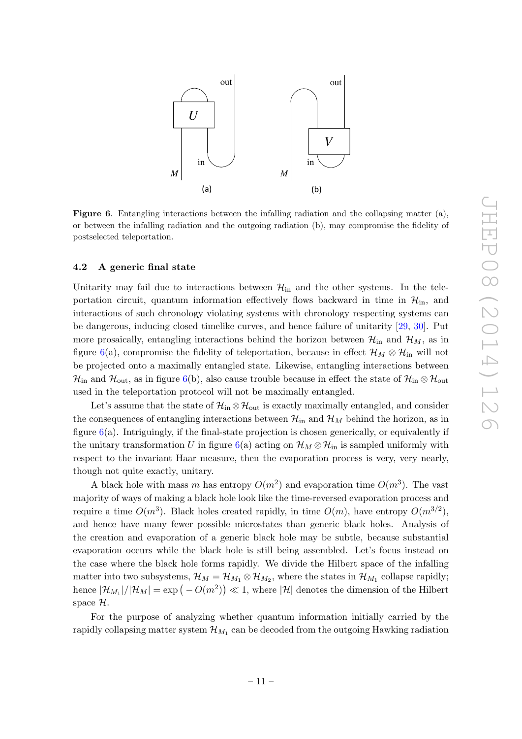Figure 6. Entangling interactions between the infalling radiation and the collapsing matter (a), or between the infalling radiation and the outgoing radiation (b), may compromise the fidelity of postselected teleportation.

### 4.2 A generic final state

Unitarity may fail due to interactions between $\mathcal{H}_{\text{in}}$ and the other systems. In the teleportation circuit, quantum information effectively flows backward in time in $\mathcal{H}_{\text{in}}$, and interactions of such chronology violating systems with chronology respecting systems can be dangerous, inducing closed timelike curves, and hence failure of unitarity [29, 30]. Put more prosaically, entangling interactions behind the horizon between $\mathcal{H}_{\text{in}}$ and $\mathcal{H}_M$, as in figure 6(a), compromise the fidelity of teleportation, because in effect $\mathcal{H}_M \otimes \mathcal{H}_{\text{in}}$ will not be projected onto a maximally entangled state. Likewise, entangling interactions between $\mathcal{H}_{\text{in}}$ and $\mathcal{H}_{\text{out}}$, as in figure 6(b), also cause trouble because in effect the state of $\mathcal{H}_{\text{in}} \otimes \mathcal{H}_{\text{out}}$ used in the teleportation protocol will not be maximally entangled.

Let's assume that the state of $\mathcal{H}_{\text{in}} \otimes \mathcal{H}_{\text{out}}$ is exactly maximally entangled, and consider the consequences of entangling interactions between $\mathcal{H}_{\text{in}}$ and $\mathcal{H}_M$ behind the horizon, as in figure 6(a). Intriguingly, if the final-state projection is chosen generically, or equivalently if the unitary transformation $U$ in figure 6(a) acting on $\mathcal{H}_M \otimes \mathcal{H}_{\text{in}}$ is sampled uniformly with respect to the invariant Haar measure, then the evaporation process is very, very nearly, though not quite exactly, unitary.

A black hole with mass $m$ has entropy $O(m^2)$ and evaporation time $O(m^3)$. The vast majority of ways of making a black hole look like the time-reversed evaporation process and require a time $O(m^3)$. Black holes created rapidly, in time $O(m)$, have entropy $O(m^{3/2})$, and hence have many fewer possible microstates than generic black holes. Analysis of the creation and evaporation of a generic black hole may be subtle, because substantial evaporation occurs while the black hole is still being assembled. Let's focus instead on the case where the black hole forms rapidly. We divide the Hilbert space of the infalling matter into two subsystems, $\mathcal{H}_M = \mathcal{H}_{M_1} \otimes \mathcal{H}_{M_2}$, where the states in $\mathcal{H}_{M_1}$ collapse rapidly; hence $|\mathcal{H}_{M_1}|/|\mathcal{H}_M| = \exp\big(-O(m^2)\big) \ll 1$, where $|\mathcal{H}|$ denotes the dimension of the Hilbert space $\mathcal{H}$.

For the purpose of analyzing whether quantum information initially carried by the rapidly collapsing matter system $\mathcal{H}_{M_1}$ can be decoded from the outgoing Hawking radiation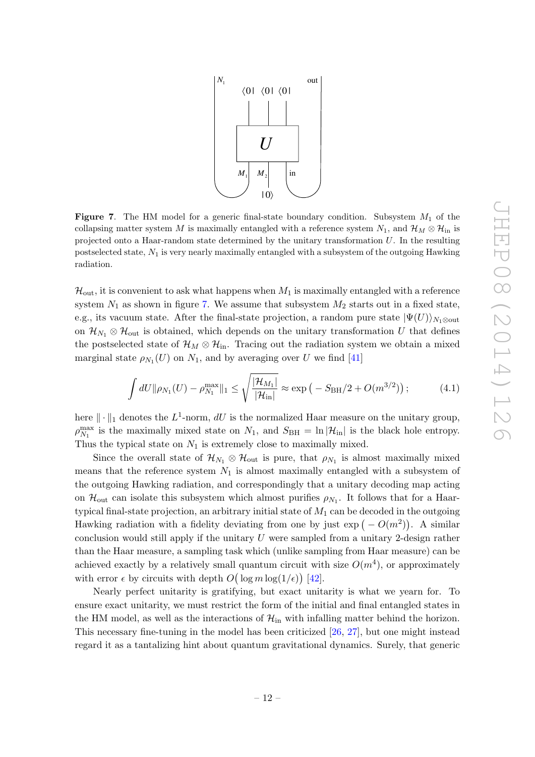**Figure 7**. The HM model for a generic final-state boundary condition. Subsystem $M_1$ of the collapsing matter system $M$ is maximally entangled with a reference system $N_1$, and $\mathcal{H}_M \otimes \mathcal{H}_{\rm in}$ is projected onto a Haar-random state determined by the unitary transformation $U$. In the resulting postselected state, $N_1$ is very nearly maximally entangled with a subsystem of the outgoing Hawking radiation.

$\mathcal{H}_{\rm out}$, it is convenient to ask what happens when $M_1$ is maximally entangled with a reference system $N_1$ as shown in figure 7. We assume that subsystem $M_2$ starts out in a fixed state, e.g., its vacuum state. After the final-state projection, a random pure state $|\Psi(U)\rangle_{N_1\otimes{\rm out}}$ on $\mathcal{H}_{N_1} \otimes \mathcal{H}_{\rm out}$ is obtained, which depends on the unitary transformation $U$ that defines the postselected state of $\mathcal{H}_M \otimes \mathcal{H}_{\rm in}$. Tracing out the radiation system we obtain a mixed marginal state $\rho_{N_1}(U)$ on $N_1$, and by averaging over $U$ we find [41]

$$\int dU \|\rho_{N_1}(U) - \rho_{N_1}^{\rm max}\|_1 \leq \sqrt{\frac{|\mathcal{H}_{M_1}|}{|\mathcal{H}_{\rm in}|}} \approx \exp\big(-S_{\rm BH}/2 + O(m^{3/2})\big)\,; \tag{4.1}$$

here $\|\cdot\|_1$ denotes the $L^1$-norm, $dU$ is the normalized Haar measure on the unitary group, $\rho_{N_1}^{\rm max}$ is the maximally mixed state on $N_1$, and $S_{\rm BH} = \ln|\mathcal{H}_{\rm in}|$ is the black hole entropy. Thus the typical state on $N_1$ is extremely close to maximally mixed.

Since the overall state of $\mathcal{H}_{N_1} \otimes \mathcal{H}_{\rm out}$ is pure, that $\rho_{N_1}$ is almost maximally mixed means that the reference system $N_1$ is almost maximally entangled with a subsystem of the outgoing Hawking radiation, and correspondingly that a unitary decoding map acting on $\mathcal{H}_{\rm out}$ can isolate this subsystem which almost purifies $\rho_{N_1}$. It follows that for a Haar-typical final-state projection, an arbitrary initial state of $M_1$ can be decoded in the outgoing Hawking radiation with a fidelity deviating from one by just $\exp\big(-O(m^2)\big)$. A similar conclusion would still apply if the unitary $U$ were sampled from a unitary 2-design rather than the Haar measure, a sampling task which (unlike sampling from Haar measure) can be achieved exactly by a relatively small quantum circuit with size $O(m^4)$, or approximately with error $\epsilon$ by circuits with depth $O\big(\log m \log(1/\epsilon)\big)$ [42].

Nearly perfect unitarity is gratifying, but exact unitarity is what we yearn for. To ensure exact unitarity, we must restrict the form of the initial and final entangled states in the HM model, as well as the interactions of $\mathcal{H}_{\rm in}$ with infalling matter behind the horizon. This necessary fine-tuning in the model has been criticized [26, 27], but one might instead regard it as a tantalizing hint about quantum gravitational dynamics. Surely, that generic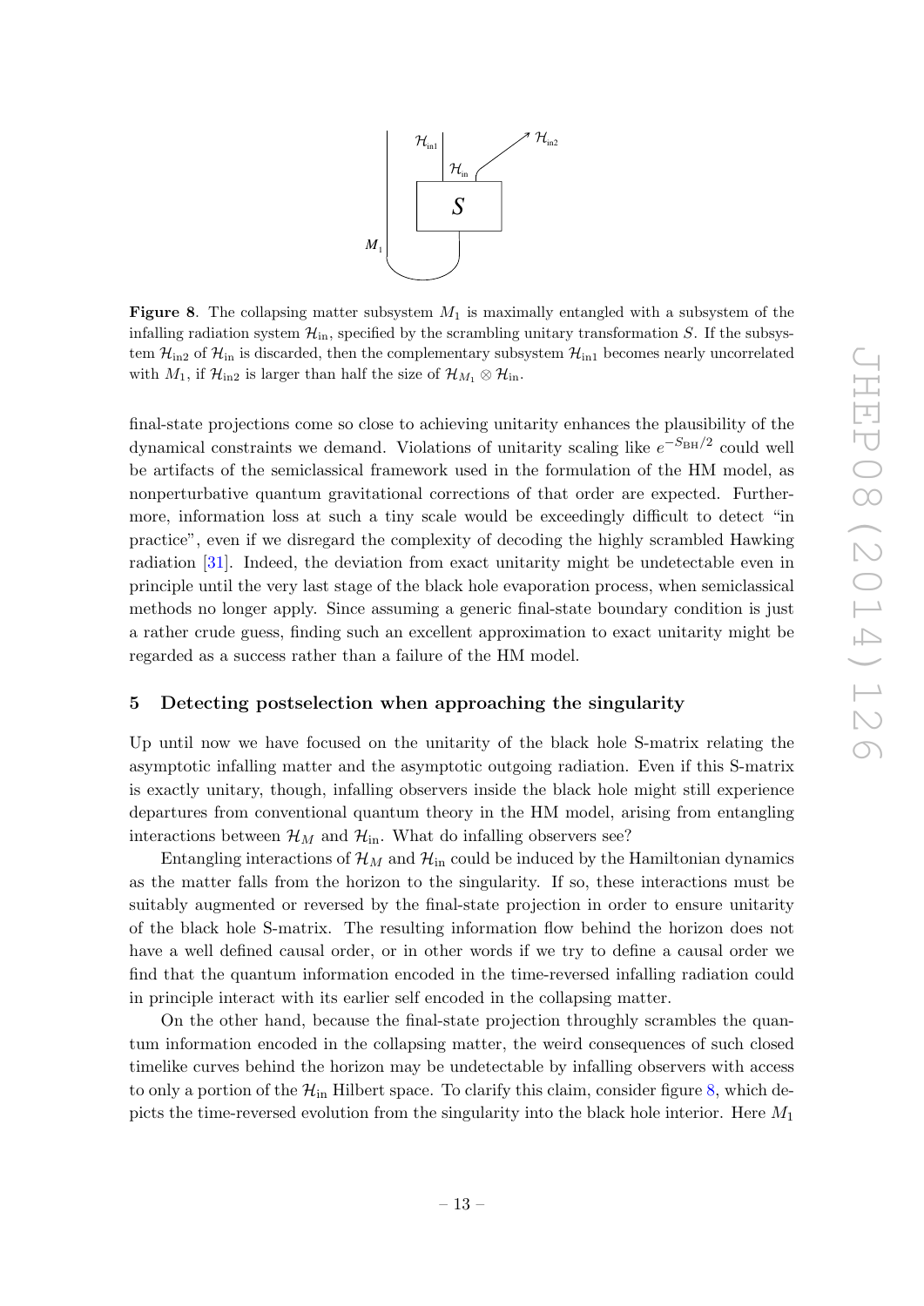**Figure 8**. The collapsing matter subsystem $M_1$ is maximally entangled with a subsystem of the infalling radiation system $\mathcal{H}_{\rm in}$, specified by the scrambling unitary transformation $S$. If the subsystem $\mathcal{H}_{\rm in2}$ of $\mathcal{H}_{\rm in}$ is discarded, then the complementary subsystem $\mathcal{H}_{\rm in1}$ becomes nearly uncorrelated with $M_1$, if $\mathcal{H}_{\rm in2}$ is larger than half the size of $\mathcal{H}_{M_1} \otimes \mathcal{H}_{\rm in}$.

final-state projections come so close to achieving unitarity enhances the plausibility of the dynamical constraints we demand. Violations of unitarity scaling like $e^{-S_{\rm BH}/2}$ could well be artifacts of the semiclassical framework used in the formulation of the HM model, as nonperturbative quantum gravitational corrections of that order are expected. Furthermore, information loss at such a tiny scale would be exceedingly difficult to detect "in practice", even if we disregard the complexity of decoding the highly scrambled Hawking radiation [31]. Indeed, the deviation from exact unitarity might be undetectable even in principle until the very last stage of the black hole evaporation process, when semiclassical methods no longer apply. Since assuming a generic final-state boundary condition is just a rather crude guess, finding such an excellent approximation to exact unitarity might be regarded as a success rather than a failure of the HM model.

## 5 Detecting postselection when approaching the singularity

Up until now we have focused on the unitarity of the black hole S-matrix relating the asymptotic infalling matter and the asymptotic outgoing radiation. Even if this S-matrix is exactly unitary, though, infalling observers inside the black hole might still experience departures from conventional quantum theory in the HM model, arising from entangling interactions between $\mathcal{H}_M$ and $\mathcal{H}_{\rm in}$. What do infalling observers see?

Entangling interactions of $\mathcal{H}_M$ and $\mathcal{H}_{\rm in}$ could be induced by the Hamiltonian dynamics as the matter falls from the horizon to the singularity. If so, these interactions must be suitably augmented or reversed by the final-state projection in order to ensure unitarity of the black hole S-matrix. The resulting information flow behind the horizon does not have a well defined causal order, or in other words if we try to define a causal order we find that the quantum information encoded in the time-reversed infalling radiation could in principle interact with its earlier self encoded in the collapsing matter.

On the other hand, because the final-state projection throughly scrambles the quantum information encoded in the collapsing matter, the weird consequences of such closed timelike curves behind the horizon may be undetectable by infalling observers with access to only a portion of the $\mathcal{H}_{\rm in}$ Hilbert space. To clarify this claim, consider figure 8, which depicts the time-reversed evolution from the singularity into the black hole interior. Here $M_1$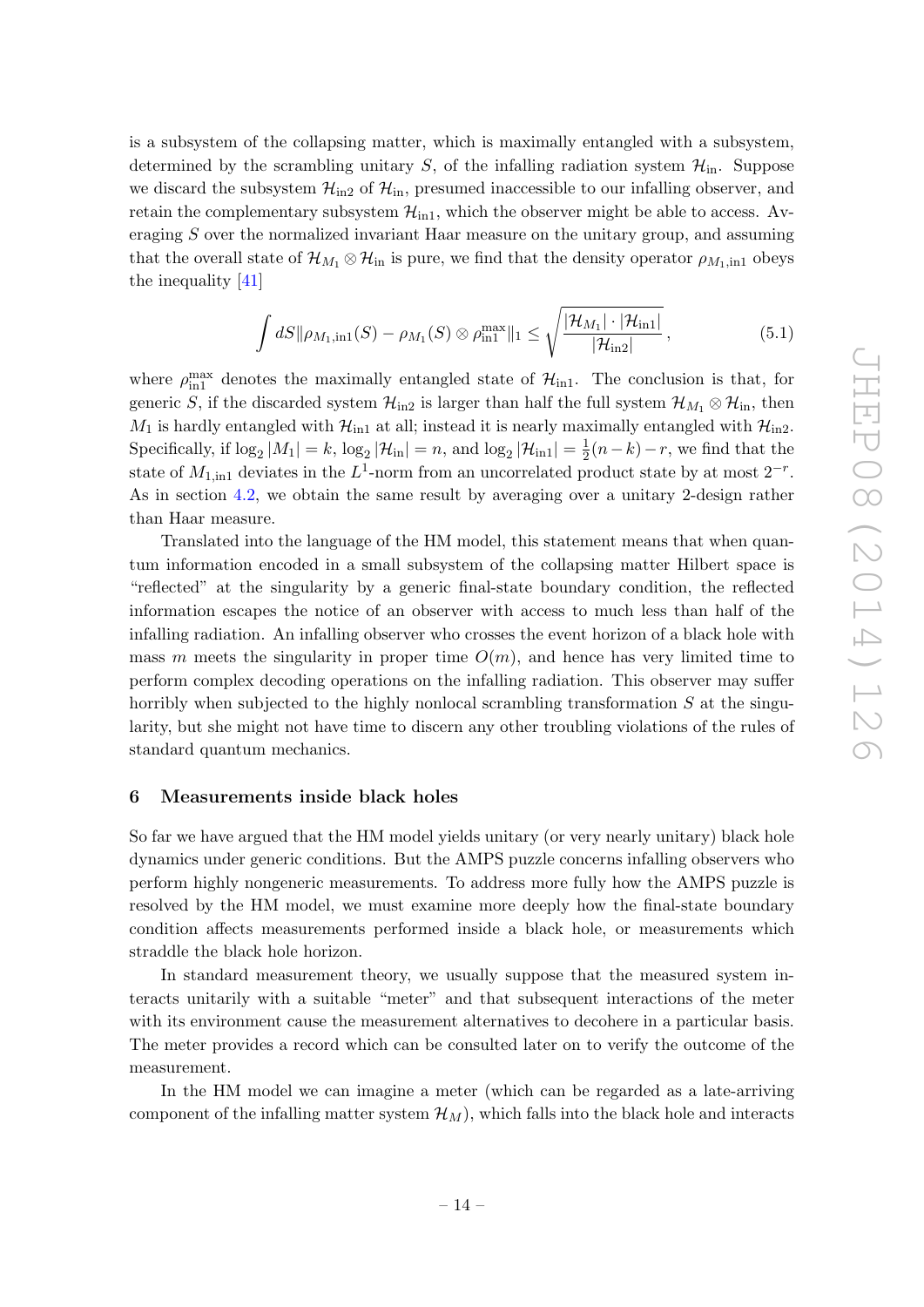is a subsystem of the collapsing matter, which is maximally entangled with a subsystem, determined by the scrambling unitary $S$, of the infalling radiation system $\mathcal{H}_{\rm in}$. Suppose we discard the subsystem $\mathcal{H}_{\rm in2}$ of $\mathcal{H}_{\rm in}$, presumed inaccessible to our infalling observer, and retain the complementary subsystem $\mathcal{H}_{\rm in1}$, which the observer might be able to access. Averaging $S$ over the normalized invariant Haar measure on the unitary group, and assuming that the overall state of $\mathcal{H}_{M_1} \otimes \mathcal{H}_{\rm in}$ is pure, we find that the density operator $\rho_{M_1,{\rm in1}}$ obeys the inequality [41]

$$\int dS \|\rho_{M_1,{\rm in1}}(S) - \rho_{M_1}(S) \otimes \rho_{\rm in1}^{\rm max}\|_1 \leq \sqrt{\frac{|\mathcal{H}_{M_1}| \cdot |\mathcal{H}_{\rm in1}|}{|\mathcal{H}_{\rm in2}|}}\,, \tag{5.1}$$

where $\rho_{\rm in1}^{\rm max}$ denotes the maximally entangled state of $\mathcal{H}_{\rm in1}$. The conclusion is that, for generic $S$, if the discarded system $\mathcal{H}_{\rm in2}$ is larger than half the full system $\mathcal{H}_{M_1} \otimes \mathcal{H}_{\rm in}$, then $M_1$ is hardly entangled with $\mathcal{H}_{\rm in1}$ at all; instead it is nearly maximally entangled with $\mathcal{H}_{\rm in2}$. Specifically, if $\log_2 |M_1| = k$, $\log_2 |\mathcal{H}_{\rm in}| = n$, and $\log_2 |\mathcal{H}_{\rm in1}| = \frac{1}{2}(n-k) - r$, we find that the state of $M_{1,{\rm in1}}$ deviates in the $L^1$-norm from an uncorrelated product state by at most $2^{-r}$. As in section 4.2, we obtain the same result by averaging over a unitary 2-design rather than Haar measure.

Translated into the language of the HM model, this statement means that when quantum information encoded in a small subsystem of the collapsing matter Hilbert space is "reflected" at the singularity by a generic final-state boundary condition, the reflected information escapes the notice of an observer with access to much less than half of the infalling radiation. An infalling observer who crosses the event horizon of a black hole with mass $m$ meets the singularity in proper time $O(m)$, and hence has very limited time to perform complex decoding operations on the infalling radiation. This observer may suffer horribly when subjected to the highly nonlocal scrambling transformation $S$ at the singularity, but she might not have time to discern any other troubling violations of the rules of standard quantum mechanics.

## 6 Measurements inside black holes

So far we have argued that the HM model yields unitary (or very nearly unitary) black hole dynamics under generic conditions. But the AMPS puzzle concerns infalling observers who perform highly nongeneric measurements. To address more fully how the AMPS puzzle is resolved by the HM model, we must examine more deeply how the final-state boundary condition affects measurements performed inside a black hole, or measurements which straddle the black hole horizon.

In standard measurement theory, we usually suppose that the measured system interacts unitarily with a suitable "meter" and that subsequent interactions of the meter with its environment cause the measurement alternatives to decohere in a particular basis. The meter provides a record which can be consulted later on to verify the outcome of the measurement.

In the HM model we can imagine a meter (which can be regarded as a late-arriving component of the infalling matter system $\mathcal{H}_M$), which falls into the black hole and interacts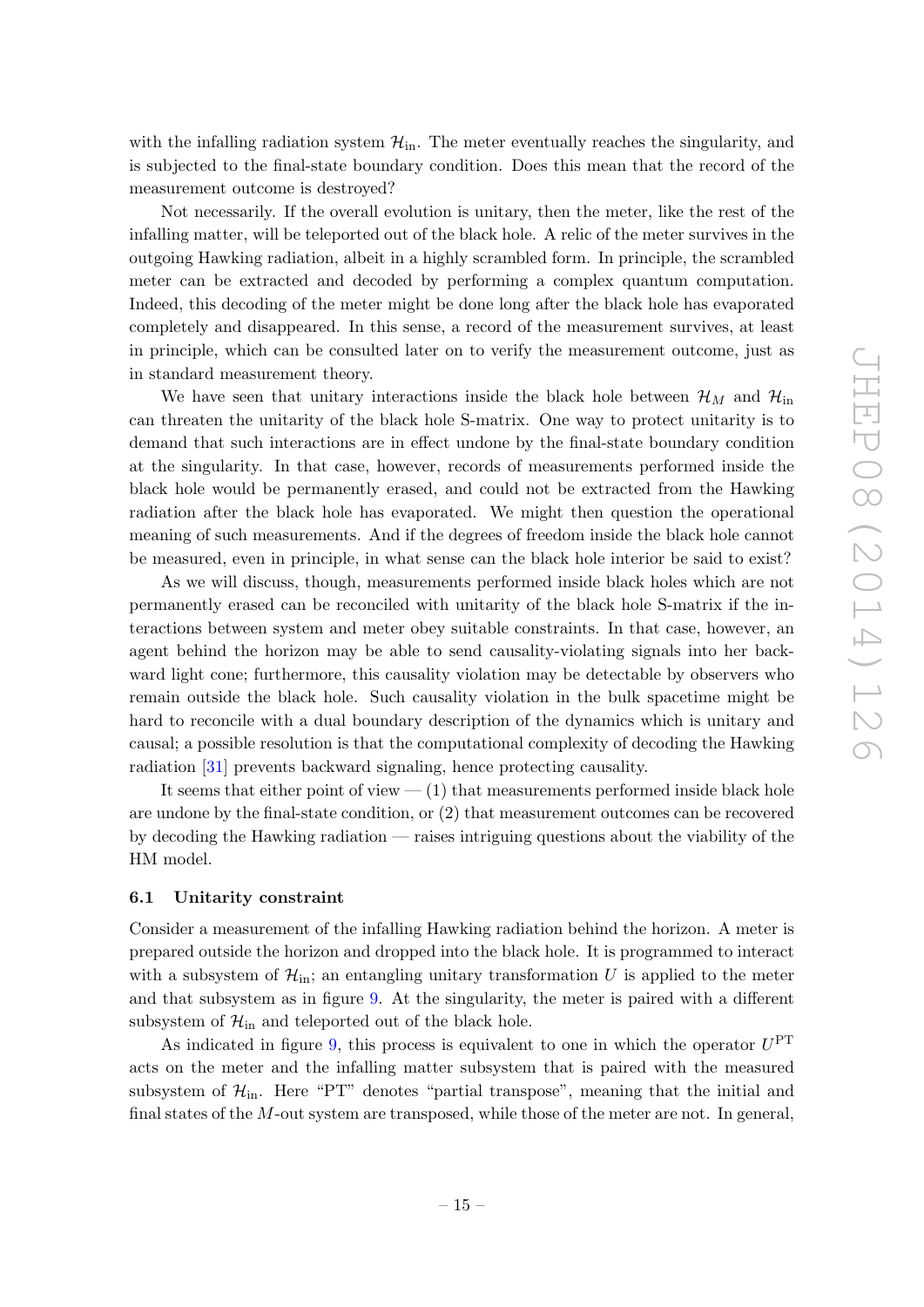with the infalling radiation system $\mathcal{H}_{\text{in}}$. The meter eventually reaches the singularity, and is subjected to the final-state boundary condition. Does this mean that the record of the measurement outcome is destroyed?

Not necessarily. If the overall evolution is unitary, then the meter, like the rest of the infalling matter, will be teleported out of the black hole. A relic of the meter survives in the outgoing Hawking radiation, albeit in a highly scrambled form. In principle, the scrambled meter can be extracted and decoded by performing a complex quantum computation. Indeed, this decoding of the meter might be done long after the black hole has evaporated completely and disappeared. In this sense, a record of the measurement survives, at least in principle, which can be consulted later on to verify the measurement outcome, just as in standard measurement theory.

We have seen that unitary interactions inside the black hole between $\mathcal{H}_M$ and $\mathcal{H}_{\text{in}}$ can threaten the unitarity of the black hole S-matrix. One way to protect unitarity is to demand that such interactions are in effect undone by the final-state boundary condition at the singularity. In that case, however, records of measurements performed inside the black hole would be permanently erased, and could not be extracted from the Hawking radiation after the black hole has evaporated. We might then question the operational meaning of such measurements. And if the degrees of freedom inside the black hole cannot be measured, even in principle, in what sense can the black hole interior be said to exist?

As we will discuss, though, measurements performed inside black holes which are not permanently erased can be reconciled with unitarity of the black hole S-matrix if the interactions between system and meter obey suitable constraints. In that case, however, an agent behind the horizon may be able to send causality-violating signals into her backward light cone; furthermore, this causality violation may be detectable by observers who remain outside the black hole. Such causality violation in the bulk spacetime might be hard to reconcile with a dual boundary description of the dynamics which is unitary and causal; a possible resolution is that the computational complexity of decoding the Hawking radiation [31] prevents backward signaling, hence protecting causality.

It seems that either point of view — (1) that measurements performed inside black hole are undone by the final-state condition, or (2) that measurement outcomes can be recovered by decoding the Hawking radiation — raises intriguing questions about the viability of the HM model.

### 6.1 Unitarity constraint

Consider a measurement of the infalling Hawking radiation behind the horizon. A meter is prepared outside the horizon and dropped into the black hole. It is programmed to interact with a subsystem of $\mathcal{H}_{\text{in}}$; an entangling unitary transformation $U$ is applied to the meter and that subsystem as in figure 9. At the singularity, the meter is paired with a different subsystem of $\mathcal{H}_{\text{in}}$ and teleported out of the black hole.

As indicated in figure 9, this process is equivalent to one in which the operator $U^{\text{PT}}$ acts on the meter and the infalling matter subsystem that is paired with the measured subsystem of $\mathcal{H}_{\text{in}}$. Here "PT" denotes "partial transpose", meaning that the initial and final states of the $M$-out system are transposed, while those of the meter are not. In general,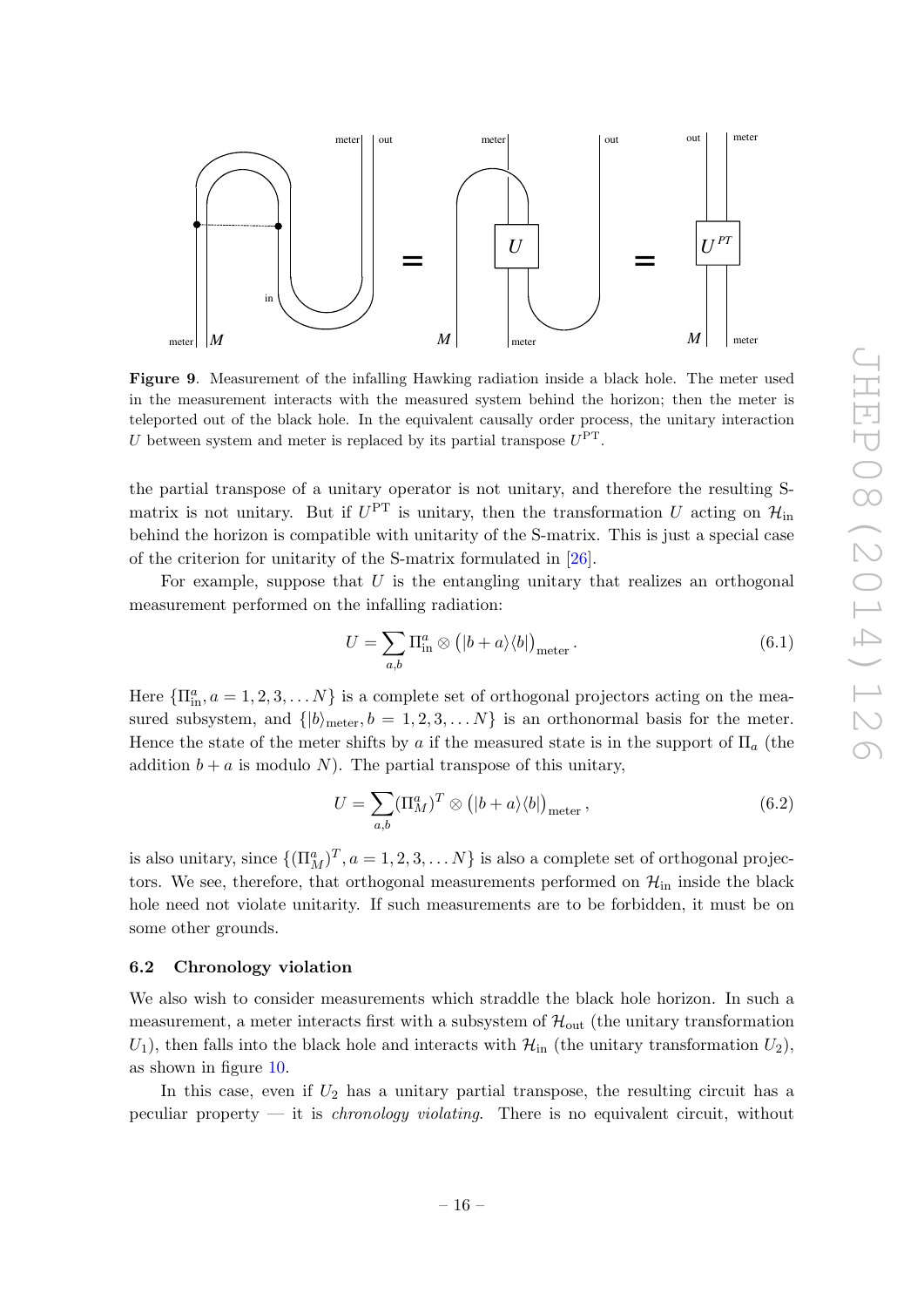**Figure 9**. Measurement of the infalling Hawking radiation inside a black hole. The meter used in the measurement interacts with the measured system behind the horizon; then the meter is teleported out of the black hole. In the equivalent causally order process, the unitary interaction $U$ between system and meter is replaced by its partial transpose $U^{\mathrm{PT}}$.

the partial transpose of a unitary operator is not unitary, and therefore the resulting S-matrix is not unitary. But if $U^{\mathrm{PT}}$ is unitary, then the transformation $U$ acting on $\mathcal{H}_{\mathrm{in}}$ behind the horizon is compatible with unitarity of the S-matrix. This is just a special case of the criterion for unitarity of the S-matrix formulated in [26].

For example, suppose that $U$ is the entangling unitary that realizes an orthogonal measurement performed on the infalling radiation:

$$U = \sum_{a,b} \Pi_{\mathrm{in}}^{a} \otimes \left(|b+a\rangle\langle b|\right)_{\mathrm{meter}}. \tag{6.1}$$

Here $\{\Pi_{\mathrm{in}}^{a}, a = 1, 2, 3, \ldots N\}$ is a complete set of orthogonal projectors acting on the measured subsystem, and $\{|b\rangle_{\mathrm{meter}}, b = 1, 2, 3, \ldots N\}$ is an orthonormal basis for the meter. Hence the state of the meter shifts by $a$ if the measured state is in the support of $\Pi_a$ (the addition $b + a$ is modulo $N$). The partial transpose of this unitary,

$$U = \sum_{a,b} (\Pi_{M}^{a})^{T} \otimes \left(|b+a\rangle\langle b|\right)_{\mathrm{meter}}, \tag{6.2}$$

is also unitary, since $\{(\Pi_{M}^{a})^{T}, a = 1, 2, 3, \ldots N\}$ is also a complete set of orthogonal projectors. We see, therefore, that orthogonal measurements performed on $\mathcal{H}_{\mathrm{in}}$ inside the black hole need not violate unitarity. If such measurements are to be forbidden, it must be on some other grounds.

### 6.2 Chronology violation

We also wish to consider measurements which straddle the black hole horizon. In such a measurement, a meter interacts first with a subsystem of $\mathcal{H}_{\mathrm{out}}$ (the unitary transformation $U_1$), then falls into the black hole and interacts with $\mathcal{H}_{\mathrm{in}}$ (the unitary transformation $U_2$), as shown in figure 10.

In this case, even if $U_2$ has a unitary partial transpose, the resulting circuit has a peculiar property — it is *chronology violating*. There is no equivalent circuit, without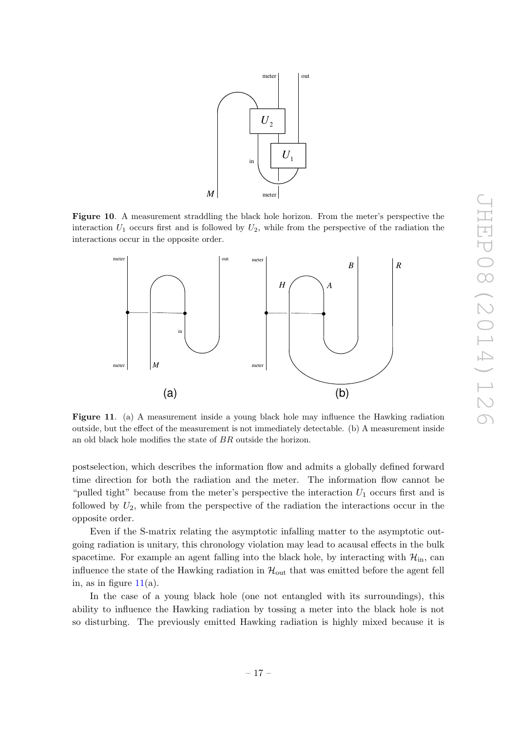**Figure 10**. A measurement straddling the black hole horizon. From the meter's perspective the interaction $U_1$ occurs first and is followed by $U_2$, while from the perspective of the radiation the interactions occur in the opposite order.

**Figure 11**. (a) A measurement inside a young black hole may influence the Hawking radiation outside, but the effect of the measurement is not immediately detectable. (b) A measurement inside an old black hole modifies the state of $BR$ outside the horizon.

postselection, which describes the information flow and admits a globally defined forward time direction for both the radiation and the meter. The information flow cannot be "pulled tight" because from the meter's perspective the interaction $U_1$ occurs first and is followed by $U_2$, while from the perspective of the radiation the interactions occur in the opposite order.

Even if the S-matrix relating the asymptotic infalling matter to the asymptotic outgoing radiation is unitary, this chronology violation may lead to acausal effects in the bulk spacetime. For example an agent falling into the black hole, by interacting with $\mathcal{H}_{\rm in}$, can influence the state of the Hawking radiation in $\mathcal{H}_{\rm out}$ that was emitted before the agent fell in, as in figure 11(a).

In the case of a young black hole (one not entangled with its surroundings), this ability to influence the Hawking radiation by tossing a meter into the black hole is not so disturbing. The previously emitted Hawking radiation is highly mixed because it is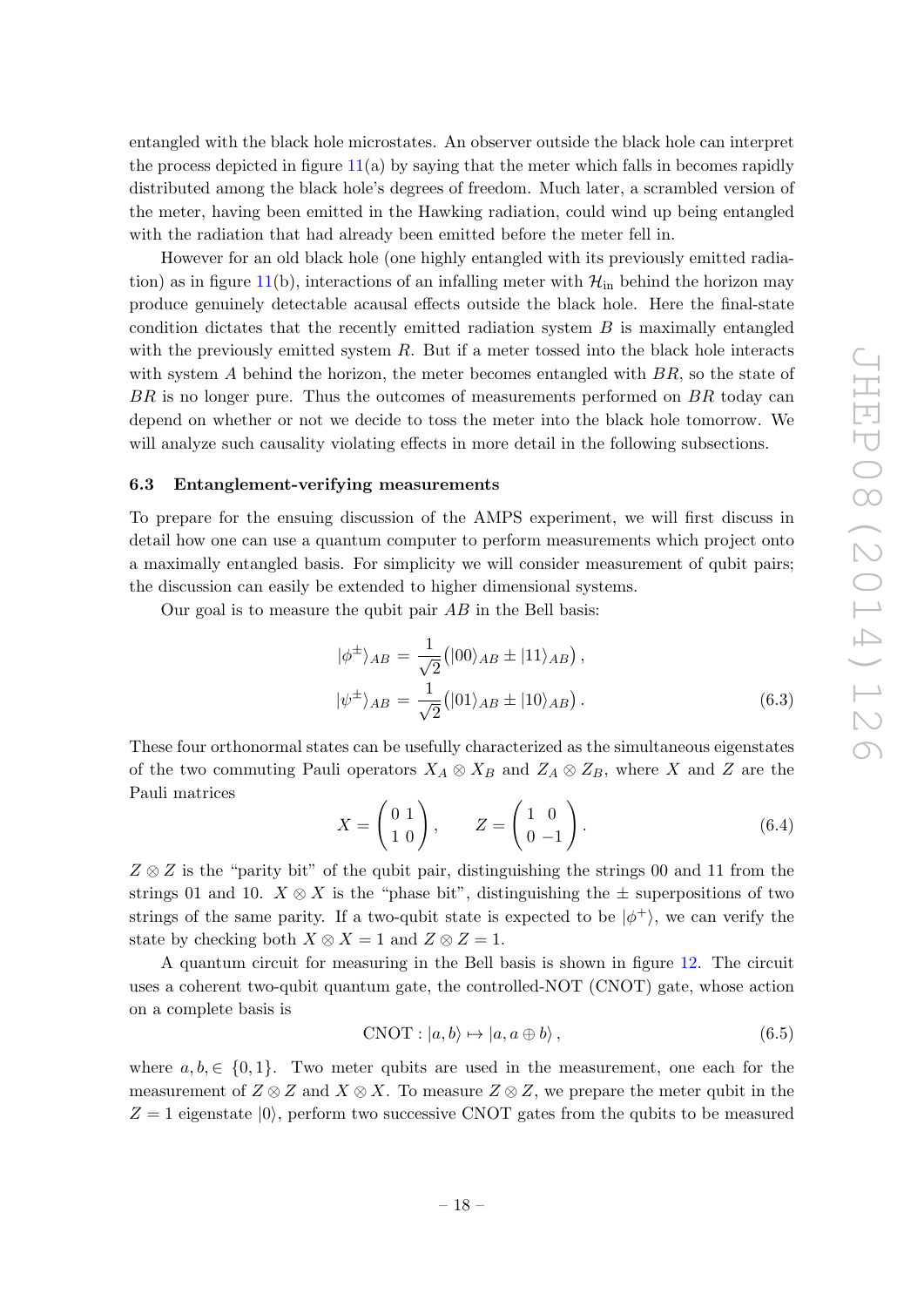entangled with the black hole microstates. An observer outside the black hole can interpret the process depicted in figure 11(a) by saying that the meter which falls in becomes rapidly distributed among the black hole's degrees of freedom. Much later, a scrambled version of the meter, having been emitted in the Hawking radiation, could wind up being entangled with the radiation that had already been emitted before the meter fell in.

However for an old black hole (one highly entangled with its previously emitted radiation) as in figure 11(b), interactions of an infalling meter with $\mathcal{H}_{\rm in}$ behind the horizon may produce genuinely detectable acausal effects outside the black hole. Here the final-state condition dictates that the recently emitted radiation system $B$ is maximally entangled with the previously emitted system $R$. But if a meter tossed into the black hole interacts with system $A$ behind the horizon, the meter becomes entangled with $BR$, so the state of $BR$ is no longer pure. Thus the outcomes of measurements performed on $BR$ today can depend on whether or not we decide to toss the meter into the black hole tomorrow. We will analyze such causality violating effects in more detail in the following subsections.

### 6.3 Entanglement-verifying measurements

To prepare for the ensuing discussion of the AMPS experiment, we will first discuss in detail how one can use a quantum computer to perform measurements which project onto a maximally entangled basis. For simplicity we will consider measurement of qubit pairs; the discussion can easily be extended to higher dimensional systems.

Our goal is to measure the qubit pair $AB$ in the Bell basis:

$$
\begin{aligned}
|\phi^{\pm}\rangle_{AB} &= \frac{1}{\sqrt{2}}\big(|00\rangle_{AB} \pm |11\rangle_{AB}\big)\,, \\
|\psi^{\pm}\rangle_{AB} &= \frac{1}{\sqrt{2}}\big(|01\rangle_{AB} \pm |10\rangle_{AB}\big)\,.
\end{aligned}
\tag{6.3}
$$

These four orthonormal states can be usefully characterized as the simultaneous eigenstates of the two commuting Pauli operators $X_A \otimes X_B$ and $Z_A \otimes Z_B$, where $X$ and $Z$ are the Pauli matrices

$$
X = \begin{pmatrix} 0 & 1 \\ 1 & 0 \end{pmatrix}, \qquad Z = \begin{pmatrix} 1 & 0 \\ 0 & -1 \end{pmatrix}. \tag{6.4}
$$

$Z \otimes Z$ is the "parity bit" of the qubit pair, distinguishing the strings 00 and 11 from the strings 01 and 10. $X \otimes X$ is the "phase bit", distinguishing the $\pm$ superpositions of two strings of the same parity. If a two-qubit state is expected to be $|\phi^+\rangle$, we can verify the state by checking both $X \otimes X = 1$ and $Z \otimes Z = 1$.

A quantum circuit for measuring in the Bell basis is shown in figure 12. The circuit uses a coherent two-qubit quantum gate, the controlled-NOT (CNOT) gate, whose action on a complete basis is

$$
\text{CNOT}: |a, b\rangle \mapsto |a, a \oplus b\rangle\,, \tag{6.5}
$$

where $a, b, \in \{0, 1\}$. Two meter qubits are used in the measurement, one each for the measurement of $Z \otimes Z$ and $X \otimes X$. To measure $Z \otimes Z$, we prepare the meter qubit in the $Z = 1$ eigenstate $|0\rangle$, perform two successive CNOT gates from the qubits to be measured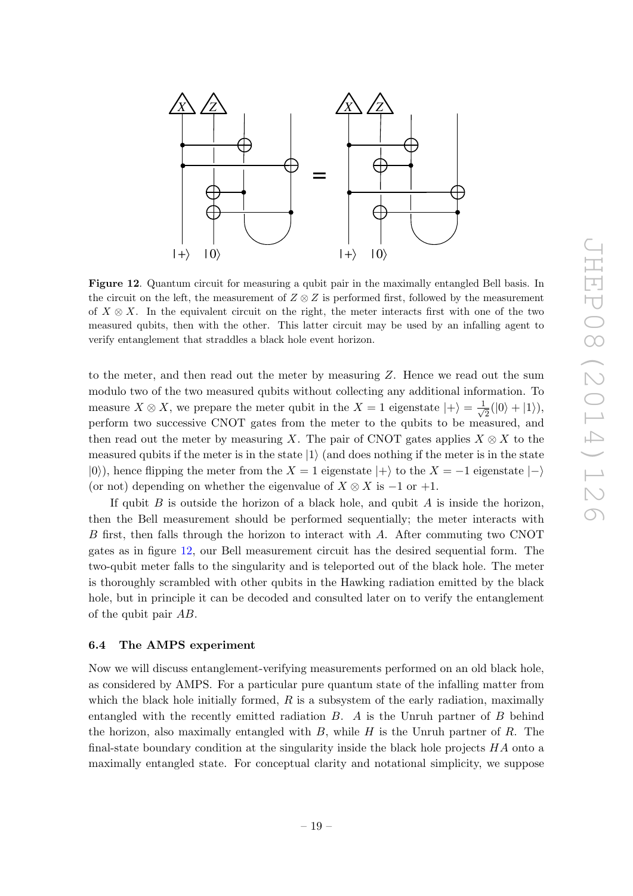**Figure 12**. Quantum circuit for measuring a qubit pair in the maximally entangled Bell basis. In the circuit on the left, the measurement of $Z \otimes Z$ is performed first, followed by the measurement of $X \otimes X$. In the equivalent circuit on the right, the meter interacts first with one of the two measured qubits, then with the other. This latter circuit may be used by an infalling agent to verify entanglement that straddles a black hole event horizon.

to the meter, and then read out the meter by measuring $Z$. Hence we read out the sum modulo two of the two measured qubits without collecting any additional information. To measure $X \otimes X$, we prepare the meter qubit in the $X = 1$ eigenstate $|+\rangle = \frac{1}{\sqrt{2}}(|0\rangle + |1\rangle)$, perform two successive CNOT gates from the meter to the qubits to be measured, and then read out the meter by measuring $X$. The pair of CNOT gates applies $X \otimes X$ to the measured qubits if the meter is in the state $|1\rangle$ (and does nothing if the meter is in the state $|0\rangle$), hence flipping the meter from the $X = 1$ eigenstate $|+\rangle$ to the $X = -1$ eigenstate $|-\rangle$ (or not) depending on whether the eigenvalue of $X \otimes X$ is $-1$ or $+1$.

If qubit $B$ is outside the horizon of a black hole, and qubit $A$ is inside the horizon, then the Bell measurement should be performed sequentially; the meter interacts with $B$ first, then falls through the horizon to interact with $A$. After commuting two CNOT gates as in figure 12, our Bell measurement circuit has the desired sequential form. The two-qubit meter falls to the singularity and is teleported out of the black hole. The meter is thoroughly scrambled with other qubits in the Hawking radiation emitted by the black hole, but in principle it can be decoded and consulted later on to verify the entanglement of the qubit pair $AB$.

### 6.4 The AMPS experiment

Now we will discuss entanglement-verifying measurements performed on an old black hole, as considered by AMPS. For a particular pure quantum state of the infalling matter from which the black hole initially formed, $R$ is a subsystem of the early radiation, maximally entangled with the recently emitted radiation $B$. $A$ is the Unruh partner of $B$ behind the horizon, also maximally entangled with $B$, while $H$ is the Unruh partner of $R$. The final-state boundary condition at the singularity inside the black hole projects $HA$ onto a maximally entangled state. For conceptual clarity and notational simplicity, we suppose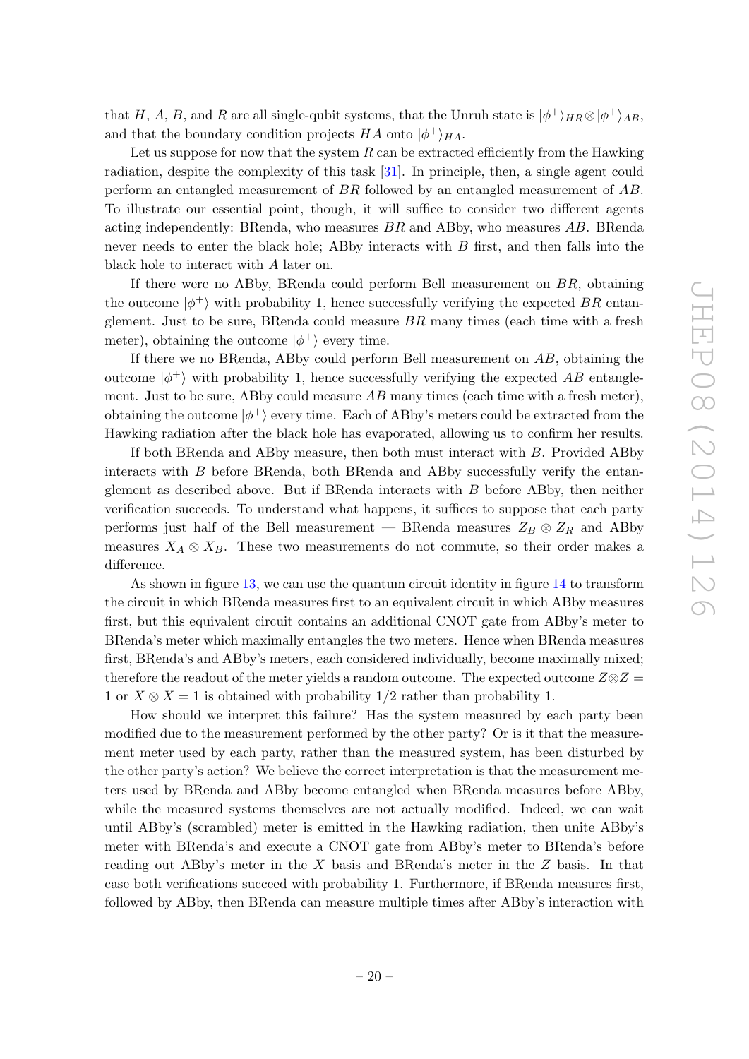that $H$, $A$, $B$, and $R$ are all single-qubit systems, that the Unruh state is $|\phi^+\rangle_{HR} \otimes |\phi^+\rangle_{AB}$, and that the boundary condition projects $HA$ onto $|\phi^+\rangle_{HA}$.

Let us suppose for now that the system $R$ can be extracted efficiently from the Hawking radiation, despite the complexity of this task [31]. In principle, then, a single agent could perform an entangled measurement of $BR$ followed by an entangled measurement of $AB$. To illustrate our essential point, though, it will suffice to consider two different agents acting independently: BRenda, who measures $BR$ and ABby, who measures $AB$. BRenda never needs to enter the black hole; ABby interacts with $B$ first, and then falls into the black hole to interact with $A$ later on.

If there were no ABby, BRenda could perform Bell measurement on $BR$, obtaining the outcome $|\phi^+\rangle$ with probability 1, hence successfully verifying the expected $BR$ entanglement. Just to be sure, BRenda could measure $BR$ many times (each time with a fresh meter), obtaining the outcome $|\phi^+\rangle$ every time.

If there we no BRenda, ABby could perform Bell measurement on $AB$, obtaining the outcome $|\phi^+\rangle$ with probability 1, hence successfully verifying the expected $AB$ entanglement. Just to be sure, ABby could measure $AB$ many times (each time with a fresh meter), obtaining the outcome $|\phi^+\rangle$ every time. Each of ABby's meters could be extracted from the Hawking radiation after the black hole has evaporated, allowing us to confirm her results.

If both BRenda and ABby measure, then both must interact with $B$. Provided ABby interacts with $B$ before BRenda, both BRenda and ABby successfully verify the entanglement as described above. But if BRenda interacts with $B$ before ABby, then neither verification succeeds. To understand what happens, it suffices to suppose that each party performs just half of the Bell measurement — BRenda measures $Z_B \otimes Z_R$ and ABby measures $X_A \otimes X_B$. These two measurements do not commute, so their order makes a difference.

As shown in figure 13, we can use the quantum circuit identity in figure 14 to transform the circuit in which BRenda measures first to an equivalent circuit in which ABby measures first, but this equivalent circuit contains an additional CNOT gate from ABby's meter to BRenda's meter which maximally entangles the two meters. Hence when BRenda measures first, BRenda's and ABby's meters, each considered individually, become maximally mixed; therefore the readout of the meter yields a random outcome. The expected outcome $Z \otimes Z = 1$ or $X \otimes X = 1$ is obtained with probability 1/2 rather than probability 1.

How should we interpret this failure? Has the system measured by each party been modified due to the measurement performed by the other party? Or is it that the measurement meter used by each party, rather than the measured system, has been disturbed by the other party's action? We believe the correct interpretation is that the measurement meters used by BRenda and ABby become entangled when BRenda measures before ABby, while the measured systems themselves are not actually modified. Indeed, we can wait until ABby's (scrambled) meter is emitted in the Hawking radiation, then unite ABby's meter with BRenda's and execute a CNOT gate from ABby's meter to BRenda's before reading out ABby's meter in the $X$ basis and BRenda's meter in the $Z$ basis. In that case both verifications succeed with probability 1. Furthermore, if BRenda measures first, followed by ABby, then BRenda can measure multiple times after ABby's interaction with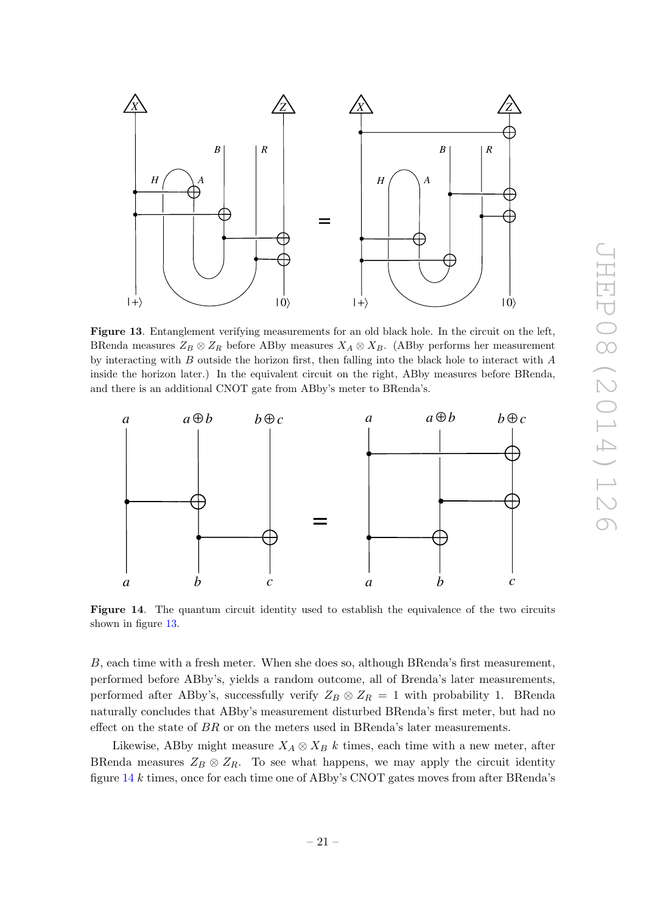**Figure 13**. Entanglement verifying measurements for an old black hole. In the circuit on the left, BRenda measures $Z_B \otimes Z_R$ before ABby measures $X_A \otimes X_B$. (ABby performs her measurement by interacting with $B$ outside the horizon first, then falling into the black hole to interact with $A$ inside the horizon later.) In the equivalent circuit on the right, ABby measures before BRenda, and there is an additional CNOT gate from ABby's meter to BRenda's.

**Figure 14**. The quantum circuit identity used to establish the equivalence of the two circuits shown in figure 13.

$B$, each time with a fresh meter. When she does so, although BRenda's first measurement, performed before ABby's, yields a random outcome, all of Brenda's later measurements, performed after ABby's, successfully verify $Z_B \otimes Z_R = 1$ with probability 1. BRenda naturally concludes that ABby's measurement disturbed BRenda's first meter, but had no effect on the state of $BR$ or on the meters used in BRenda's later measurements.

Likewise, ABby might measure $X_A \otimes X_B$ $k$ times, each time with a new meter, after BRenda measures $Z_B \otimes Z_R$. To see what happens, we may apply the circuit identity figure 14 $k$ times, once for each time one of ABby's CNOT gates moves from after BRenda's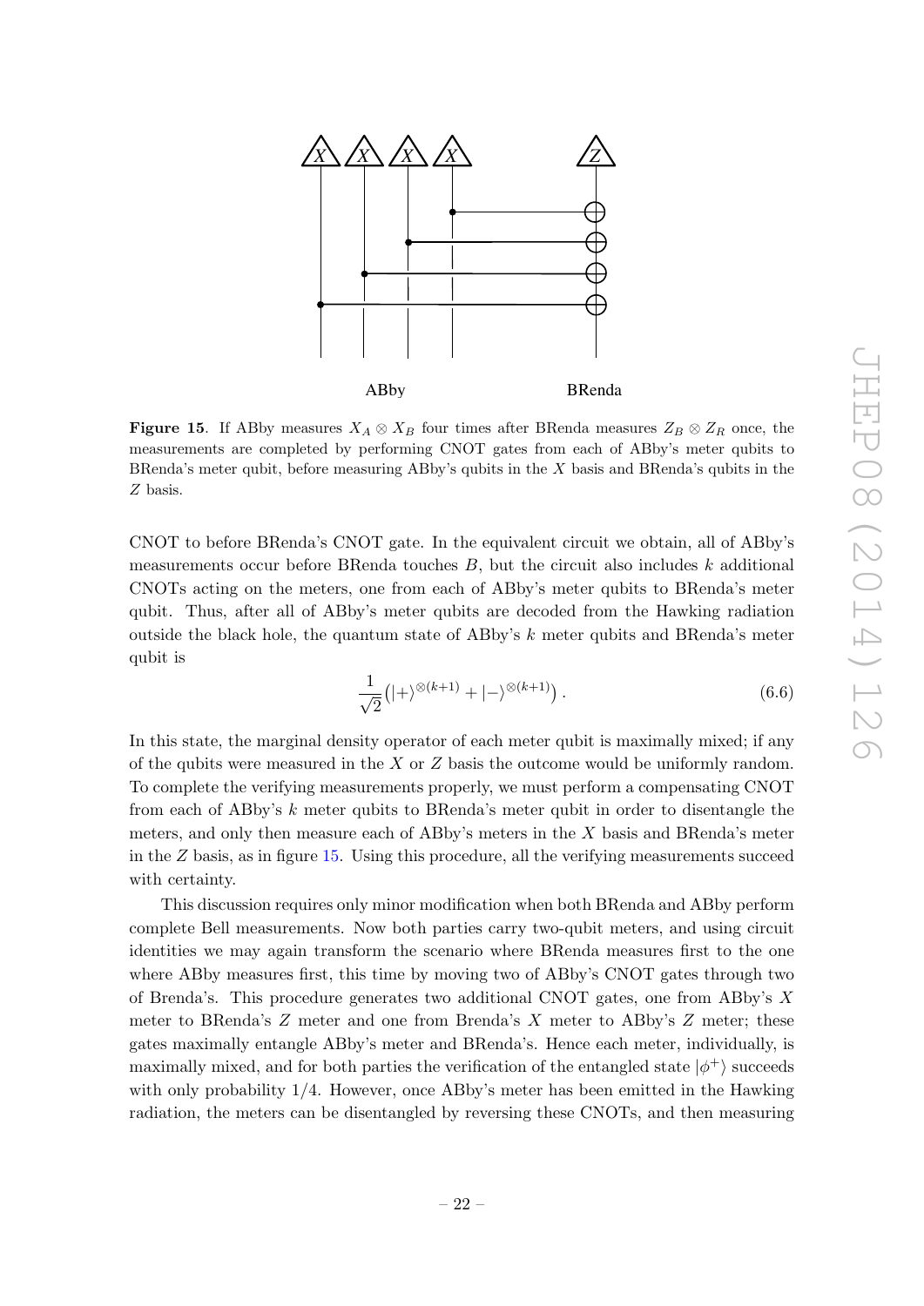X X X X Z

ABby BRenda

**Figure 15**. If ABby measures $X_A \otimes X_B$ four times after BRenda measures $Z_B \otimes Z_R$ once, the measurements are completed by performing CNOT gates from each of ABby's meter qubits to BRenda's meter qubit, before measuring ABby's qubits in the $X$ basis and BRenda's qubits in the $Z$ basis.

CNOT to before BRenda's CNOT gate. In the equivalent circuit we obtain, all of ABby's measurements occur before BRenda touches $B$, but the circuit also includes $k$ additional CNOTs acting on the meters, one from each of ABby's meter qubits to BRenda's meter qubit. Thus, after all of ABby's meter qubits are decoded from the Hawking radiation outside the black hole, the quantum state of ABby's $k$ meter qubits and BRenda's meter qubit is

$$\frac{1}{\sqrt{2}}\left(|+\rangle^{\otimes(k+1)} + |-\rangle^{\otimes(k+1)}\right). \tag{6.6}$$

In this state, the marginal density operator of each meter qubit is maximally mixed; if any of the qubits were measured in the $X$ or $Z$ basis the outcome would be uniformly random. To complete the verifying measurements properly, we must perform a compensating CNOT from each of ABby's $k$ meter qubits to BRenda's meter qubit in order to disentangle the meters, and only then measure each of ABby's meters in the $X$ basis and BRenda's meter in the $Z$ basis, as in figure 15. Using this procedure, all the verifying measurements succeed with certainty.

This discussion requires only minor modification when both BRenda and ABby perform complete Bell measurements. Now both parties carry two-qubit meters, and using circuit identities we may again transform the scenario where BRenda measures first to the one where ABby measures first, this time by moving two of ABby's CNOT gates through two of Brenda's. This procedure generates two additional CNOT gates, one from ABby's $X$ meter to BRenda's $Z$ meter and one from Brenda's $X$ meter to ABby's $Z$ meter; these gates maximally entangle ABby's meter and BRenda's. Hence each meter, individually, is maximally mixed, and for both parties the verification of the entangled state $|\phi^+\rangle$ succeeds with only probability $1/4$. However, once ABby's meter has been emitted in the Hawking radiation, the meters can be disentangled by reversing these CNOTs, and then measuring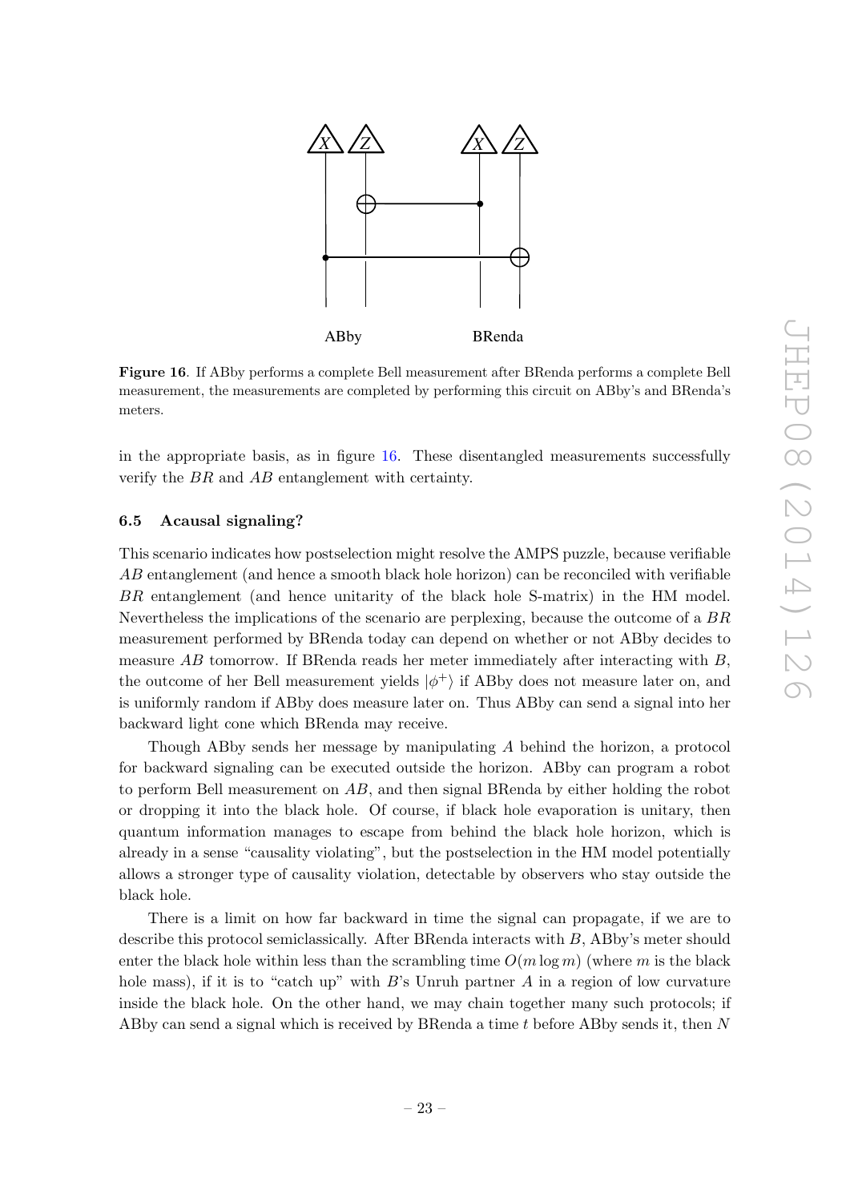X Z X Z

ABby BRenda

**Figure 16**. If ABby performs a complete Bell measurement after BRenda performs a complete Bell measurement, the measurements are completed by performing this circuit on ABby's and BRenda's meters.

in the appropriate basis, as in figure 16. These disentangled measurements successfully verify the $BR$ and $AB$ entanglement with certainty.

### 6.5 Acausal signaling?

This scenario indicates how postselection might resolve the AMPS puzzle, because verifiable $AB$ entanglement (and hence a smooth black hole horizon) can be reconciled with verifiable $BR$ entanglement (and hence unitarity of the black hole S-matrix) in the HM model. Nevertheless the implications of the scenario are perplexing, because the outcome of a $BR$ measurement performed by BRenda today can depend on whether or not ABby decides to measure $AB$ tomorrow. If BRenda reads her meter immediately after interacting with $B$, the outcome of her Bell measurement yields $|\phi^+\rangle$ if ABby does not measure later on, and is uniformly random if ABby does measure later on. Thus ABby can send a signal into her backward light cone which BRenda may receive.

Though ABby sends her message by manipulating $A$ behind the horizon, a protocol for backward signaling can be executed outside the horizon. ABby can program a robot to perform Bell measurement on $AB$, and then signal BRenda by either holding the robot or dropping it into the black hole. Of course, if black hole evaporation is unitary, then quantum information manages to escape from behind the black hole horizon, which is already in a sense "causality violating", but the postselection in the HM model potentially allows a stronger type of causality violation, detectable by observers who stay outside the black hole.

There is a limit on how far backward in time the signal can propagate, if we are to describe this protocol semiclassically. After BRenda interacts with $B$, ABby's meter should enter the black hole within less than the scrambling time $O(m \log m)$ (where $m$ is the black hole mass), if it is to "catch up" with $B$'s Unruh partner $A$ in a region of low curvature inside the black hole. On the other hand, we may chain together many such protocols; if ABby can send a signal which is received by BRenda a time $t$ before ABby sends it, then $N$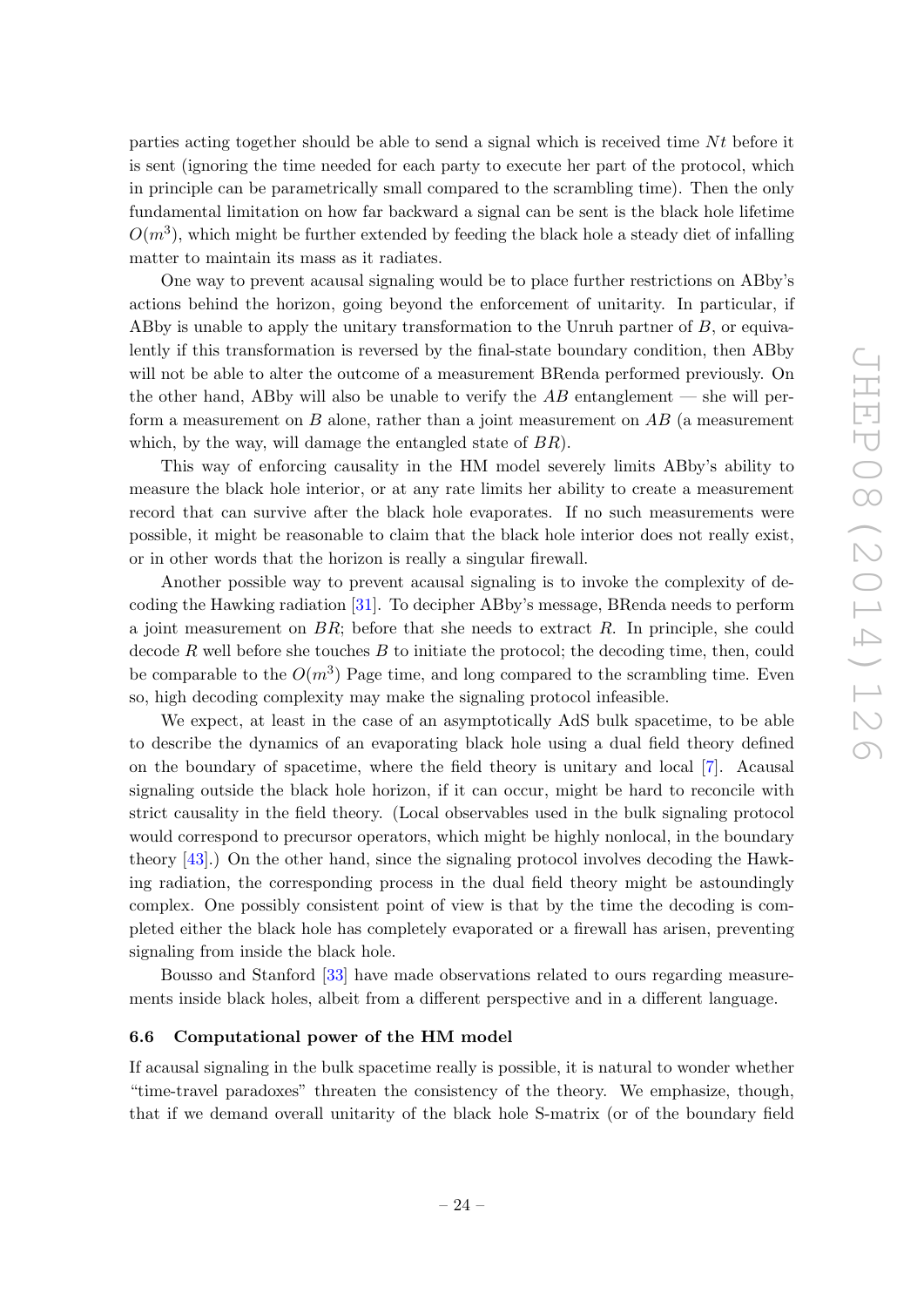parties acting together should be able to send a signal which is received time $Nt$ before it is sent (ignoring the time needed for each party to execute her part of the protocol, which in principle can be parametrically small compared to the scrambling time). Then the only fundamental limitation on how far backward a signal can be sent is the black hole lifetime $O(m^3)$, which might be further extended by feeding the black hole a steady diet of infalling matter to maintain its mass as it radiates.

One way to prevent acausal signaling would be to place further restrictions on ABby's actions behind the horizon, going beyond the enforcement of unitarity. In particular, if ABby is unable to apply the unitary transformation to the Unruh partner of $B$, or equivalently if this transformation is reversed by the final-state boundary condition, then ABby will not be able to alter the outcome of a measurement BRenda performed previously. On the other hand, ABby will also be unable to verify the $AB$ entanglement — she will perform a measurement on $B$ alone, rather than a joint measurement on $AB$ (a measurement which, by the way, will damage the entangled state of $BR$).

This way of enforcing causality in the HM model severely limits ABby's ability to measure the black hole interior, or at any rate limits her ability to create a measurement record that can survive after the black hole evaporates. If no such measurements were possible, it might be reasonable to claim that the black hole interior does not really exist, or in other words that the horizon is really a singular firewall.

Another possible way to prevent acausal signaling is to invoke the complexity of decoding the Hawking radiation [31]. To decipher ABby's message, BRenda needs to perform a joint measurement on $BR$; before that she needs to extract $R$. In principle, she could decode $R$ well before she touches $B$ to initiate the protocol; the decoding time, then, could be comparable to the $O(m^3)$ Page time, and long compared to the scrambling time. Even so, high decoding complexity may make the signaling protocol infeasible.

We expect, at least in the case of an asymptotically AdS bulk spacetime, to be able to describe the dynamics of an evaporating black hole using a dual field theory defined on the boundary of spacetime, where the field theory is unitary and local [7]. Acausal signaling outside the black hole horizon, if it can occur, might be hard to reconcile with strict causality in the field theory. (Local observables used in the bulk signaling protocol would correspond to precursor operators, which might be highly nonlocal, in the boundary theory [43].) On the other hand, since the signaling protocol involves decoding the Hawking radiation, the corresponding process in the dual field theory might be astoundingly complex. One possibly consistent point of view is that by the time the decoding is completed either the black hole has completely evaporated or a firewall has arisen, preventing signaling from inside the black hole.

Bousso and Stanford [33] have made observations related to ours regarding measurements inside black holes, albeit from a different perspective and in a different language.

### 6.6 Computational power of the HM model

If acausal signaling in the bulk spacetime really is possible, it is natural to wonder whether "time-travel paradoxes" threaten the consistency of the theory. We emphasize, though, that if we demand overall unitarity of the black hole S-matrix (or of the boundary field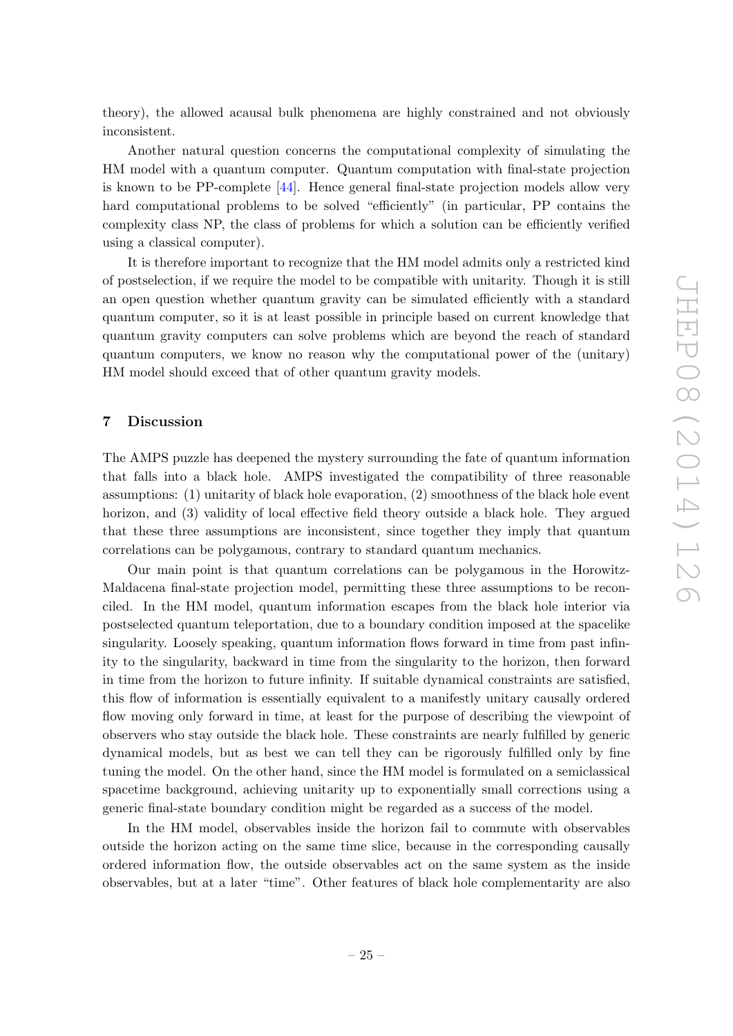theory), the allowed acausal bulk phenomena are highly constrained and not obviously inconsistent.

Another natural question concerns the computational complexity of simulating the HM model with a quantum computer. Quantum computation with final-state projection is known to be PP-complete [44]. Hence general final-state projection models allow very hard computational problems to be solved "efficiently" (in particular, PP contains the complexity class NP, the class of problems for which a solution can be efficiently verified using a classical computer).

It is therefore important to recognize that the HM model admits only a restricted kind of postselection, if we require the model to be compatible with unitarity. Though it is still an open question whether quantum gravity can be simulated efficiently with a standard quantum computer, so it is at least possible in principle based on current knowledge that quantum gravity computers can solve problems which are beyond the reach of standard quantum computers, we know no reason why the computational power of the (unitary) HM model should exceed that of other quantum gravity models.

## 7 Discussion

The AMPS puzzle has deepened the mystery surrounding the fate of quantum information that falls into a black hole. AMPS investigated the compatibility of three reasonable assumptions: (1) unitarity of black hole evaporation, (2) smoothness of the black hole event horizon, and (3) validity of local effective field theory outside a black hole. They argued that these three assumptions are inconsistent, since together they imply that quantum correlations can be polygamous, contrary to standard quantum mechanics.

Our main point is that quantum correlations can be polygamous in the Horowitz-Maldacena final-state projection model, permitting these three assumptions to be reconciled. In the HM model, quantum information escapes from the black hole interior via postselected quantum teleportation, due to a boundary condition imposed at the spacelike singularity. Loosely speaking, quantum information flows forward in time from past infinity to the singularity, backward in time from the singularity to the horizon, then forward in time from the horizon to future infinity. If suitable dynamical constraints are satisfied, this flow of information is essentially equivalent to a manifestly unitary causally ordered flow moving only forward in time, at least for the purpose of describing the viewpoint of observers who stay outside the black hole. These constraints are nearly fulfilled by generic dynamical models, but as best we can tell they can be rigorously fulfilled only by fine tuning the model. On the other hand, since the HM model is formulated on a semiclassical spacetime background, achieving unitarity up to exponentially small corrections using a generic final-state boundary condition might be regarded as a success of the model.

In the HM model, observables inside the horizon fail to commute with observables outside the horizon acting on the same time slice, because in the corresponding causally ordered information flow, the outside observables act on the same system as the inside observables, but at a later "time". Other features of black hole complementarity are also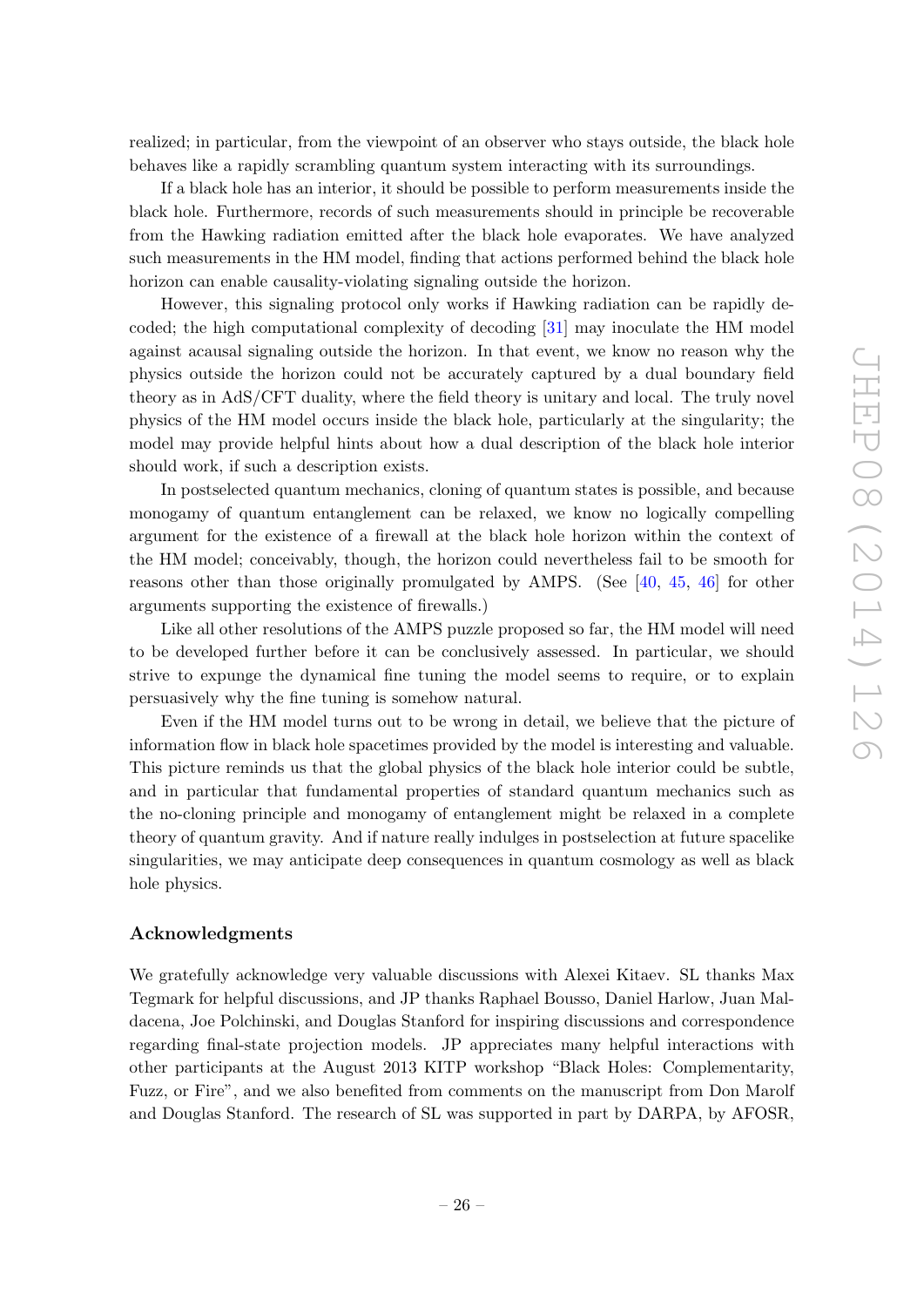realized; in particular, from the viewpoint of an observer who stays outside, the black hole behaves like a rapidly scrambling quantum system interacting with its surroundings.

If a black hole has an interior, it should be possible to perform measurements inside the black hole. Furthermore, records of such measurements should in principle be recoverable from the Hawking radiation emitted after the black hole evaporates. We have analyzed such measurements in the HM model, finding that actions performed behind the black hole horizon can enable causality-violating signaling outside the horizon.

However, this signaling protocol only works if Hawking radiation can be rapidly decoded; the high computational complexity of decoding [31] may inoculate the HM model against acausal signaling outside the horizon. In that event, we know no reason why the physics outside the horizon could not be accurately captured by a dual boundary field theory as in AdS/CFT duality, where the field theory is unitary and local. The truly novel physics of the HM model occurs inside the black hole, particularly at the singularity; the model may provide helpful hints about how a dual description of the black hole interior should work, if such a description exists.

In postselected quantum mechanics, cloning of quantum states is possible, and because monogamy of quantum entanglement can be relaxed, we know no logically compelling argument for the existence of a firewall at the black hole horizon within the context of the HM model; conceivably, though, the horizon could nevertheless fail to be smooth for reasons other than those originally promulgated by AMPS. (See [40, 45, 46] for other arguments supporting the existence of firewalls.)

Like all other resolutions of the AMPS puzzle proposed so far, the HM model will need to be developed further before it can be conclusively assessed. In particular, we should strive to expunge the dynamical fine tuning the model seems to require, or to explain persuasively why the fine tuning is somehow natural.

Even if the HM model turns out to be wrong in detail, we believe that the picture of information flow in black hole spacetimes provided by the model is interesting and valuable. This picture reminds us that the global physics of the black hole interior could be subtle, and in particular that fundamental properties of standard quantum mechanics such as the no-cloning principle and monogamy of entanglement might be relaxed in a complete theory of quantum gravity. And if nature really indulges in postselection at future spacelike singularities, we may anticipate deep consequences in quantum cosmology as well as black hole physics.

## Acknowledgments

We gratefully acknowledge very valuable discussions with Alexei Kitaev. SL thanks Max Tegmark for helpful discussions, and JP thanks Raphael Bousso, Daniel Harlow, Juan Maldacena, Joe Polchinski, and Douglas Stanford for inspiring discussions and correspondence regarding final-state projection models. JP appreciates many helpful interactions with other participants at the August 2013 KITP workshop "Black Holes: Complementarity, Fuzz, or Fire", and we also benefited from comments on the manuscript from Don Marolf and Douglas Stanford. The research of SL was supported in part by DARPA, by AFOSR,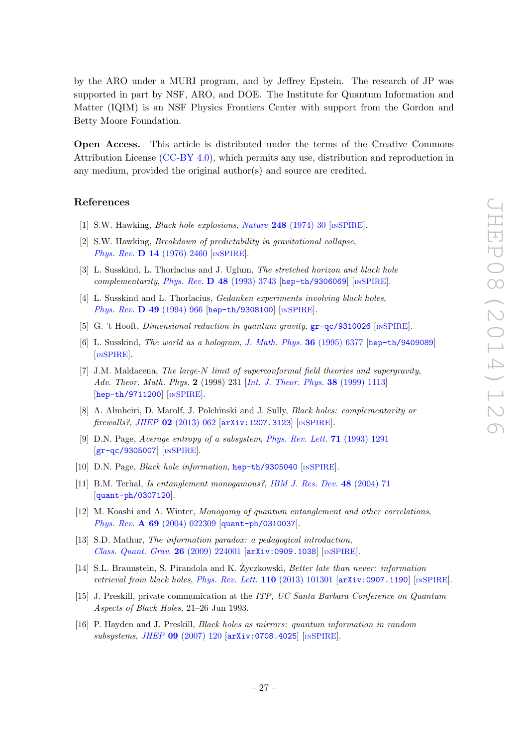by the ARO under a MURI program, and by Jeffrey Epstein. The research of JP was supported in part by NSF, ARO, and DOE. The Institute for Quantum Information and Matter (IQIM) is an NSF Physics Frontiers Center with support from the Gordon and Betty Moore Foundation.

**Open Access.** This article is distributed under the terms of the Creative Commons Attribution License (CC-BY 4.0), which permits any use, distribution and reproduction in any medium, provided the original author(s) and source are credited.

## References

[1] S.W. Hawking, *Black hole explosions*, *Nature* **248** (1974) 30 [INSPIRE].

[2] S.W. Hawking, *Breakdown of predictability in gravitational collapse*, *Phys. Rev.* **D 14** (1976) 2460 [INSPIRE].

[3] L. Susskind, L. Thorlacius and J. Uglum, *The stretched horizon and black hole complementarity*, *Phys. Rev.* **D 48** (1993) 3743 [hep-th/9306069] [INSPIRE].

[4] L. Susskind and L. Thorlacius, *Gedanken experiments involving black holes*, *Phys. Rev.* **D 49** (1994) 966 [hep-th/9308100] [INSPIRE].

[5] G. 't Hooft, *Dimensional reduction in quantum gravity*, gr-qc/9310026 [INSPIRE].

[6] L. Susskind, *The world as a hologram*, *J. Math. Phys.* **36** (1995) 6377 [hep-th/9409089] [INSPIRE].

[7] J.M. Maldacena, *The large-N limit of superconformal field theories and supergravity*, *Adv. Theor. Math. Phys.* **2** (1998) 231 [*Int. J. Theor. Phys.* **38** (1999) 1113] [hep-th/9711200] [INSPIRE].

[8] A. Almheiri, D. Marolf, J. Polchinski and J. Sully, *Black holes: complementarity or firewalls?*, *JHEP* **02** (2013) 062 [arXiv:1207.3123] [INSPIRE].

[9] D.N. Page, *Average entropy of a subsystem*, *Phys. Rev. Lett.* **71** (1993) 1291 [gr-qc/9305007] [INSPIRE].

[10] D.N. Page, *Black hole information*, hep-th/9305040 [INSPIRE].

[11] B.M. Terhal, *Is entanglement monogamous?*, *IBM J. Res. Dev.* **48** (2004) 71 [quant-ph/0307120].

[12] M. Koashi and A. Winter, *Monogamy of quantum entanglement and other correlations*, *Phys. Rev.* **A 69** (2004) 022309 [quant-ph/0310037].

[13] S.D. Mathur, *The information paradox: a pedagogical introduction*, *Class. Quant. Grav.* **26** (2009) 224001 [arXiv:0909.1038] [INSPIRE].

[14] S.L. Braunstein, S. Pirandola and K. Życzkowski, *Better late than never: information retrieval from black holes*, *Phys. Rev. Lett.* **110** (2013) 101301 [arXiv:0907.1190] [INSPIRE].

[15] J. Preskill, private communication at the *ITP, UC Santa Barbara Conference on Quantum Aspects of Black Holes*, 21–26 Jun 1993.

[16] P. Hayden and J. Preskill, *Black holes as mirrors: quantum information in random subsystems*, *JHEP* **09** (2007) 120 [arXiv:0708.4025] [INSPIRE].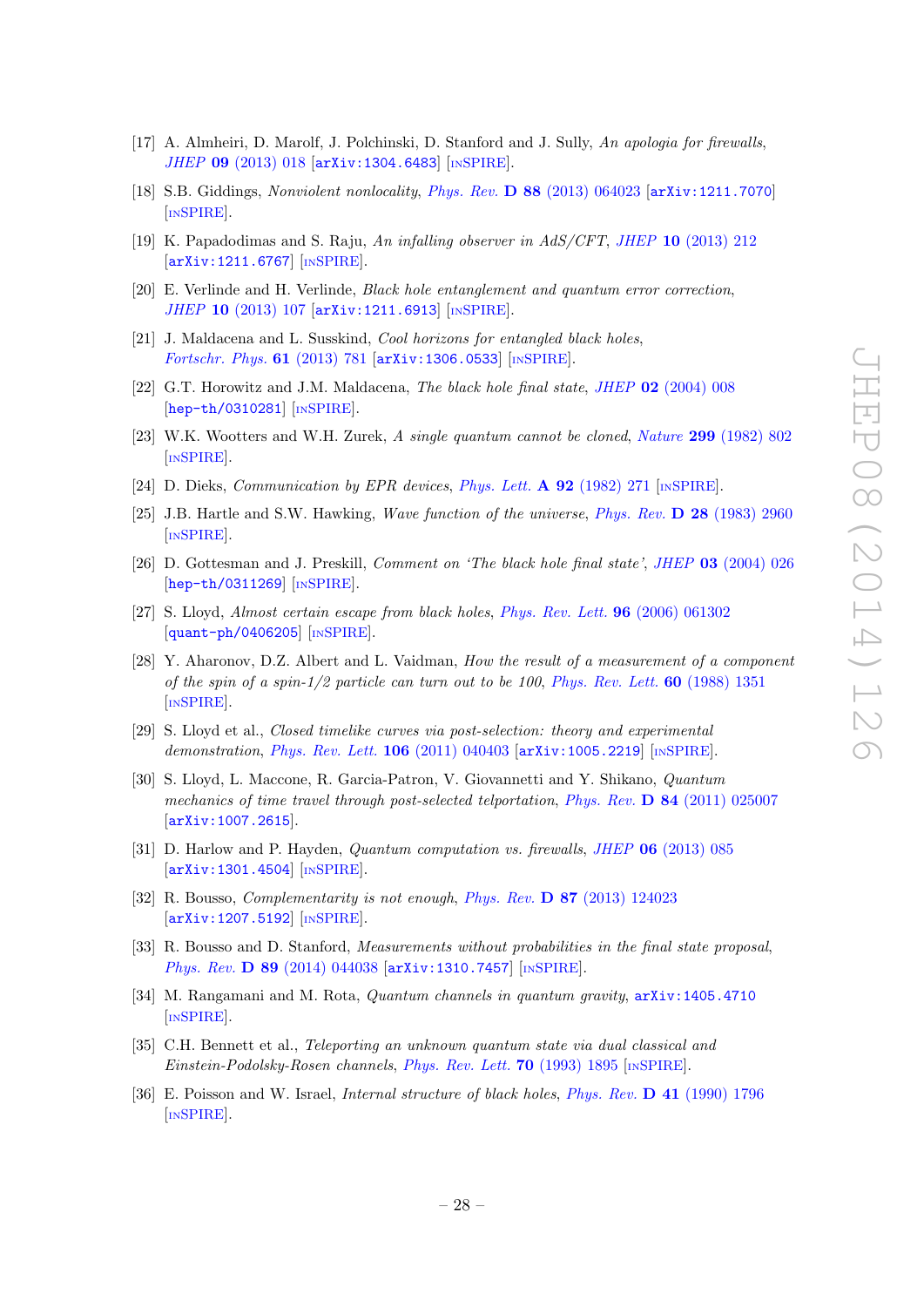[17] A. Almheiri, D. Marolf, J. Polchinski, D. Stanford and J. Sully, *An apologia for firewalls*, JHEP **09** (2013) 018 [arXiv:1304.6483] [INSPIRE].

[18] S.B. Giddings, *Nonviolent nonlocality*, Phys. Rev. **D 88** (2013) 064023 [arXiv:1211.7070] [INSPIRE].

[19] K. Papadodimas and S. Raju, *An infalling observer in AdS/CFT*, JHEP **10** (2013) 212 [arXiv:1211.6767] [INSPIRE].

[20] E. Verlinde and H. Verlinde, *Black hole entanglement and quantum error correction*, JHEP **10** (2013) 107 [arXiv:1211.6913] [INSPIRE].

[21] J. Maldacena and L. Susskind, *Cool horizons for entangled black holes*, Fortschr. Phys. **61** (2013) 781 [arXiv:1306.0533] [INSPIRE].

[22] G.T. Horowitz and J.M. Maldacena, *The black hole final state*, JHEP **02** (2004) 008 [hep-th/0310281] [INSPIRE].

[23] W.K. Wootters and W.H. Zurek, *A single quantum cannot be cloned*, Nature **299** (1982) 802 [INSPIRE].

[24] D. Dieks, *Communication by EPR devices*, Phys. Lett. **A 92** (1982) 271 [INSPIRE].

[25] J.B. Hartle and S.W. Hawking, *Wave function of the universe*, Phys. Rev. **D 28** (1983) 2960 [INSPIRE].

[26] D. Gottesman and J. Preskill, *Comment on 'The black hole final state'*, JHEP **03** (2004) 026 [hep-th/0311269] [INSPIRE].

[27] S. Lloyd, *Almost certain escape from black holes*, Phys. Rev. Lett. **96** (2006) 061302 [quant-ph/0406205] [INSPIRE].

[28] Y. Aharonov, D.Z. Albert and L. Vaidman, *How the result of a measurement of a component of the spin of a spin-1/2 particle can turn out to be 100*, Phys. Rev. Lett. **60** (1988) 1351 [INSPIRE].

[29] S. Lloyd et al., *Closed timelike curves via post-selection: theory and experimental demonstration*, Phys. Rev. Lett. **106** (2011) 040403 [arXiv:1005.2219] [INSPIRE].

[30] S. Lloyd, L. Maccone, R. Garcia-Patron, V. Giovannetti and Y. Shikano, *Quantum mechanics of time travel through post-selected telportation*, Phys. Rev. **D 84** (2011) 025007 [arXiv:1007.2615].

[31] D. Harlow and P. Hayden, *Quantum computation vs. firewalls*, JHEP **06** (2013) 085 [arXiv:1301.4504] [INSPIRE].

[32] R. Bousso, *Complementarity is not enough*, Phys. Rev. **D 87** (2013) 124023 [arXiv:1207.5192] [INSPIRE].

[33] R. Bousso and D. Stanford, *Measurements without probabilities in the final state proposal*, Phys. Rev. **D 89** (2014) 044038 [arXiv:1310.7457] [INSPIRE].

[34] M. Rangamani and M. Rota, *Quantum channels in quantum gravity*, arXiv:1405.4710 [INSPIRE].

[35] C.H. Bennett et al., *Teleporting an unknown quantum state via dual classical and Einstein-Podolsky-Rosen channels*, Phys. Rev. Lett. **70** (1993) 1895 [INSPIRE].

[36] E. Poisson and W. Israel, *Internal structure of black holes*, Phys. Rev. **D 41** (1990) 1796 [INSPIRE].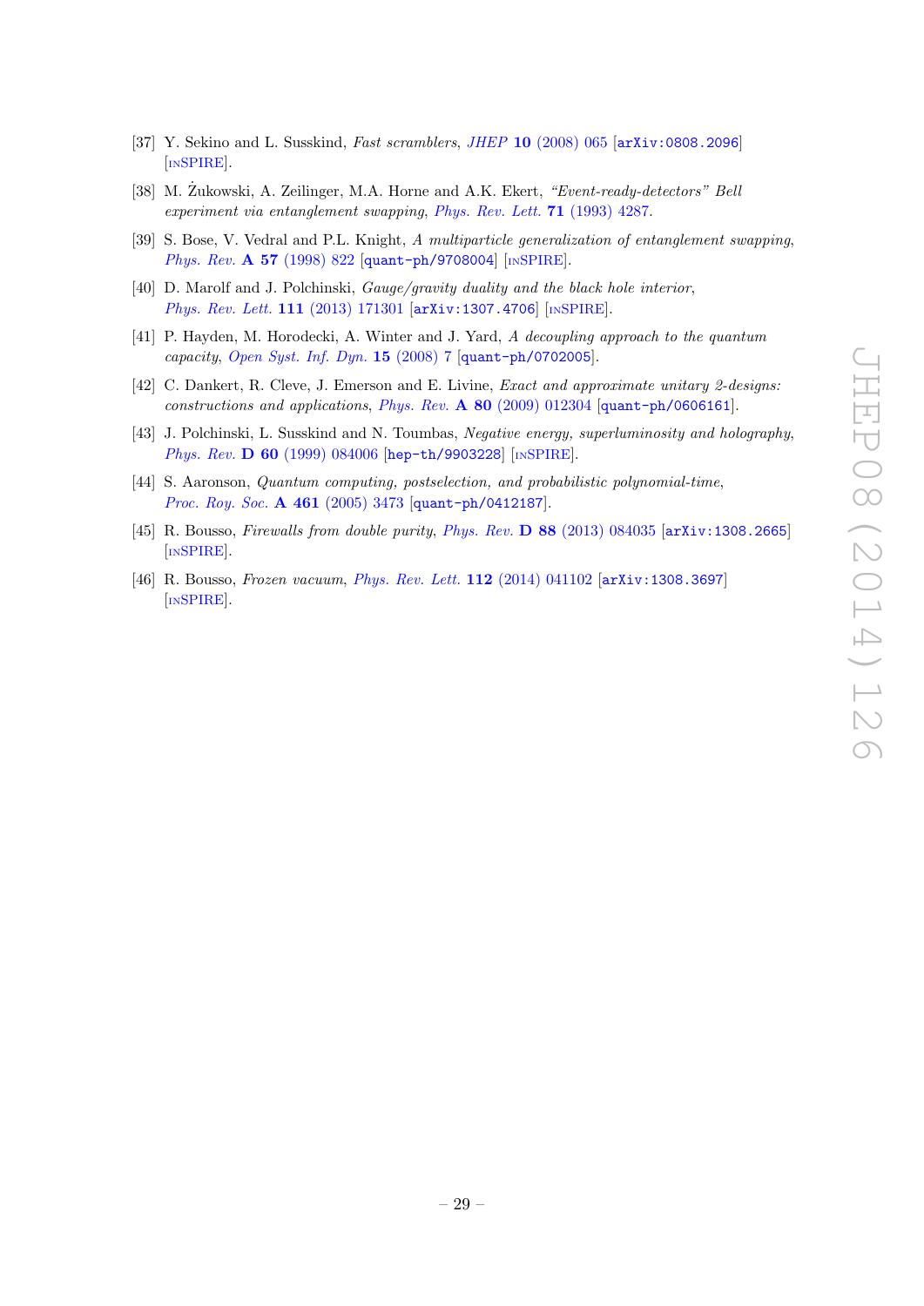[37] Y. Sekino and L. Susskind, *Fast scramblers*, *JHEP* **10** (2008) 065 [arXiv:0808.2096] [INSPIRE].

[38] M. Żukowski, A. Zeilinger, M.A. Horne and A.K. Ekert, *"Event-ready-detectors" Bell experiment via entanglement swapping*, *Phys. Rev. Lett.* **71** (1993) 4287.

[39] S. Bose, V. Vedral and P.L. Knight, *A multiparticle generalization of entanglement swapping*, *Phys. Rev.* **A 57** (1998) 822 [quant-ph/9708004] [INSPIRE].

[40] D. Marolf and J. Polchinski, *Gauge/gravity duality and the black hole interior*, *Phys. Rev. Lett.* **111** (2013) 171301 [arXiv:1307.4706] [INSPIRE].

[41] P. Hayden, M. Horodecki, A. Winter and J. Yard, *A decoupling approach to the quantum capacity*, *Open Syst. Inf. Dyn.* **15** (2008) 7 [quant-ph/0702005].

[42] C. Dankert, R. Cleve, J. Emerson and E. Livine, *Exact and approximate unitary 2-designs: constructions and applications*, *Phys. Rev.* **A 80** (2009) 012304 [quant-ph/0606161].

[43] J. Polchinski, L. Susskind and N. Toumbas, *Negative energy, superluminosity and holography*, *Phys. Rev.* **D 60** (1999) 084006 [hep-th/9903228] [INSPIRE].

[44] S. Aaronson, *Quantum computing, postselection, and probabilistic polynomial-time*, *Proc. Roy. Soc.* **A 461** (2005) 3473 [quant-ph/0412187].

[45] R. Bousso, *Firewalls from double purity*, *Phys. Rev.* **D 88** (2013) 084035 [arXiv:1308.2665] [INSPIRE].

[46] R. Bousso, *Frozen vacuum*, *Phys. Rev. Lett.* **112** (2014) 041102 [arXiv:1308.3697] [INSPIRE].